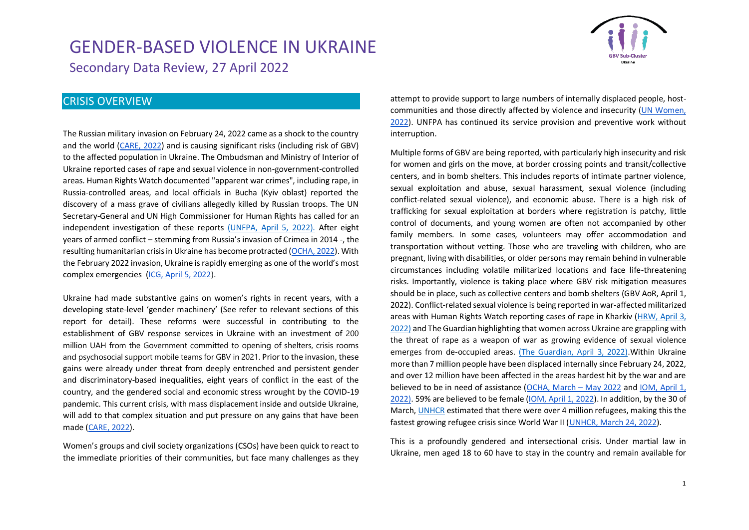# GENDER-BASED VIOLENCE IN UKRAINE

Secondary Data Review, 27 April 2022

## CRISIS OVERVIEW

The Russian military invasion on February 24, 2022 came as a shock to the country and the world (CARE, 2022) and is causing significant risks (including risk of GBV) to the affected population in Ukraine. The Ombudsman and Ministry of Interior of Ukraine reported cases of rape and sexual violence in non-government-controlled areas. Human Rights Watch documented "apparent war crimes", including rape, in Russia-controlled areas, and local officials in Bucha (Kyiv oblast) reported the discovery of a mass grave of civilians allegedly killed by Russian troops. The UN Secretary-General and UN High Commissioner for Human Rights has called for an independent investigation of these reports (UNFPA, April 5, 2022). After eight years of armed conflict – stemming from Russia's invasion of Crimea in 2014 -, the resulting humanitarian crisis in Ukraine has become protracted (OCHA, 2022). With the February 2022 invasion, Ukraine is rapidly emerging as one of the world's most complex emergencies (ICG, April 5, 2022).

Ukraine had made substantive gains on women's rights in recent years, with a developing state-level 'gender machinery' (See refer to relevant sections of this report for detail). These reforms were successful in contributing to the establishment of GBV response services in Ukraine with an investment of 200 million UAH from the Government committed to opening of shelters, crisis rooms and psychosocial support mobile teams for GBV in 2021. Prior to the invasion, these gains were already under threat from deeply entrenched and persistent gender and discriminatory-based inequalities, eight years of conflict in the east of the country, and the gendered social and economic stress wrought by the COVID-19 pandemic. This current crisis, with mass displacement inside and outside Ukraine, will add to that complex situation and put pressure on any gains that have been made (CARE, 2022).

Women's groups and civil society organizations (CSOs) have been quick to react to the immediate priorities of their communities, but face many challenges as they attempt to provide support to large numbers of internally displaced people, host-communities and those directly affected by violence and insecurity (UN Women, 2022). UNFPA has continued its service provision and preventive work without interruption.

Multiple forms of GBV are being reported, with particularly high insecurity and risk for women and girls on the move, at border crossing points and transit/collective centers, and in bomb shelters. This includes reports of intimate partner violence, sexual exploitation and abuse, sexual harassment, sexual violence (including conflict-related sexual violence), and economic abuse. There is a high risk of trafficking for sexual exploitation at borders where registration is patchy, little control of documents, and young women are often not accompanied by other family members. In some cases, volunteers may offer accommodation and transportation without vetting. Those who are traveling with children, who are pregnant, living with disabilities, or older persons may remain behind in vulnerable circumstances including volatile militarized locations and face life-threatening risks. Importantly, violence is taking place where GBV risk mitigation measures should be in place, such as collective centers and bomb shelters (GBV AoR, April 1, 2022). Conflict-related sexual violence is being reported in war-affected militarized areas with Human Rights Watch reporting cases of rape in Kharkiv (HRW, April 3, 2022) and The Guardian highlighting that women across Ukraine are grappling with the threat of rape as a weapon of war as growing evidence of sexual violence emerges from de-occupied areas. (The Guardian, April 3, 2022).Within Ukraine more than 7 million people have been displaced internally since February 24, 2022, and over 12 million have been affected in the areas hardest hit by the war and are believed to be in need of assistance (OCHA, March – May 2022 and IOM, April 1, 2022). 59% are believed to be female (IOM, April 1, 2022). In addition, by the 30 of March, UNHCR estimated that there were over 4 million refugees, making this the fastest growing refugee crisis since World War II (UNHCR, March 24, 2022).

This is a profoundly gendered and intersectional crisis. Under martial law in Ukraine, men aged 18 to 60 have to stay in the country and remain available for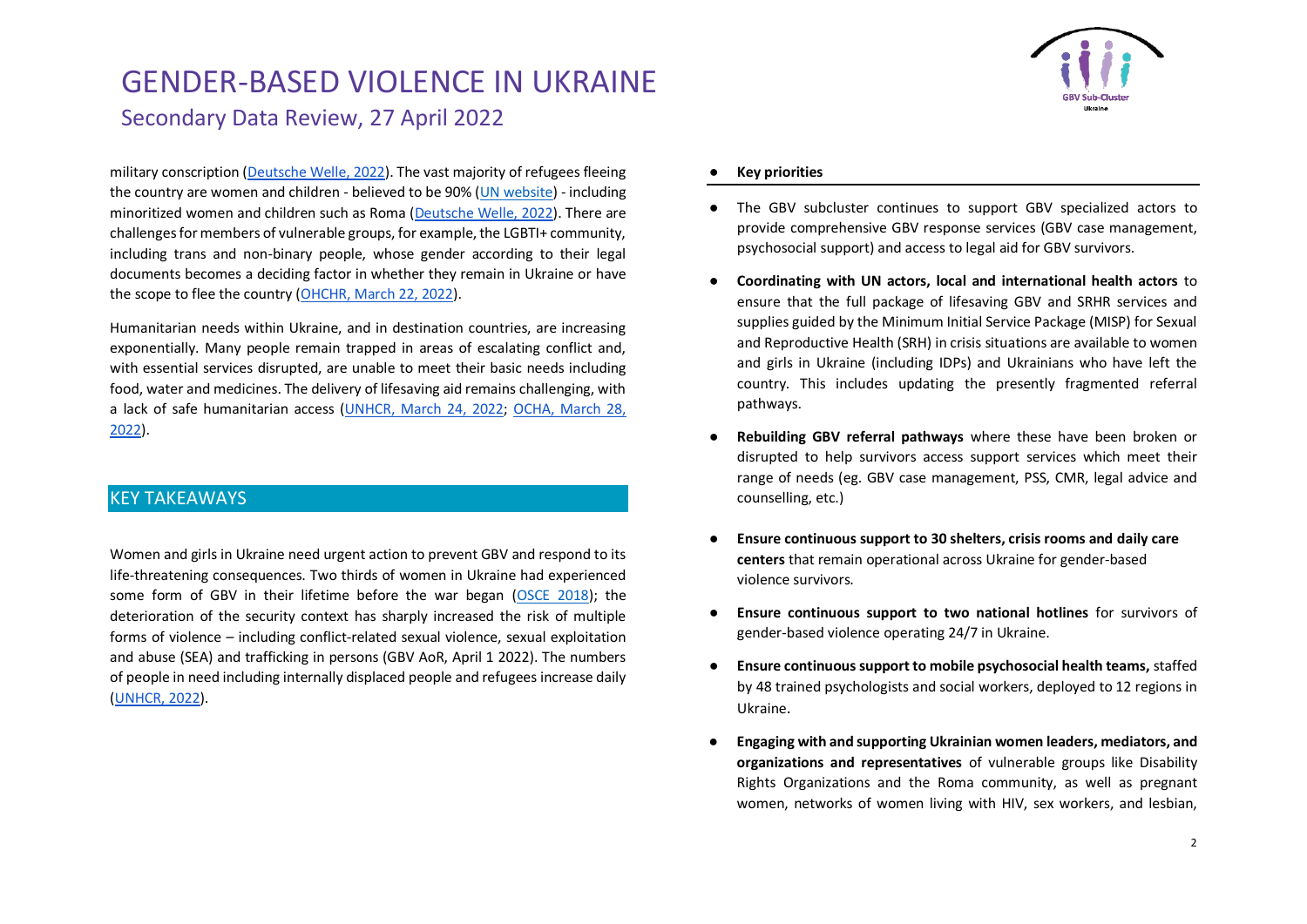military conscription (Deutsche Welle, 2022). The vast majority of refugees fleeing the country are women and children - believed to be 90% (UN website) - including minoritized women and children such as Roma (Deutsche Welle, 2022). There are challenges for members of vulnerable groups, for example, the LGBTI+ community, including trans and non-binary people, whose gender according to their legal documents becomes a deciding factor in whether they remain in Ukraine or have the scope to flee the country (OHCHR, March 22, 2022).

Humanitarian needs within Ukraine, and in destination countries, are increasing exponentially. Many people remain trapped in areas of escalating conflict and, with essential services disrupted, are unable to meet their basic needs including food, water and medicines. The delivery of lifesaving aid remains challenging, with a lack of safe humanitarian access (UNHCR, March 24, 2022; OCHA, March 28, 2022).

## KEY TAKEAWAYS

Women and girls in Ukraine need urgent action to prevent GBV and respond to its life-threatening consequences. Two thirds of women in Ukraine had experienced some form of GBV in their lifetime before the war began (OSCE 2018); the deterioration of the security context has sharply increased the risk of multiple forms of violence – including conflict-related sexual violence, sexual exploitation and abuse (SEA) and trafficking in persons (GBV AoR, April 1 2022). The numbers of people in need including internally displaced people and refugees increase daily (UNHCR, 2022).

- **Key priorities**

- The GBV subcluster continues to support GBV specialized actors to provide comprehensive GBV response services (GBV case management, psychosocial support) and access to legal aid for GBV survivors.
- **Coordinating with UN actors, local and international health actors** to ensure that the full package of lifesaving GBV and SRHR services and supplies guided by the Minimum Initial Service Package (MISP) for Sexual and Reproductive Health (SRH) in crisis situations are available to women and girls in Ukraine (including IDPs) and Ukrainians who have left the country. This includes updating the presently fragmented referral pathways.
- **Rebuilding GBV referral pathways** where these have been broken or disrupted to help survivors access support services which meet their range of needs (eg. GBV case management, PSS, CMR, legal advice and counselling, etc.)
- **Ensure continuous support to 30 shelters, crisis rooms and daily care centers** that remain operational across Ukraine for gender-based violence survivors.
- **Ensure continuous support to two national hotlines** for survivors of gender-based violence operating 24/7 in Ukraine.
- **Ensure continuous support to mobile psychosocial health teams,** staffed by 48 trained psychologists and social workers, deployed to 12 regions in Ukraine.
- **Engaging with and supporting Ukrainian women leaders, mediators, and organizations and representatives** of vulnerable groups like Disability Rights Organizations and the Roma community, as well as pregnant women, networks of women living with HIV, sex workers, and lesbian,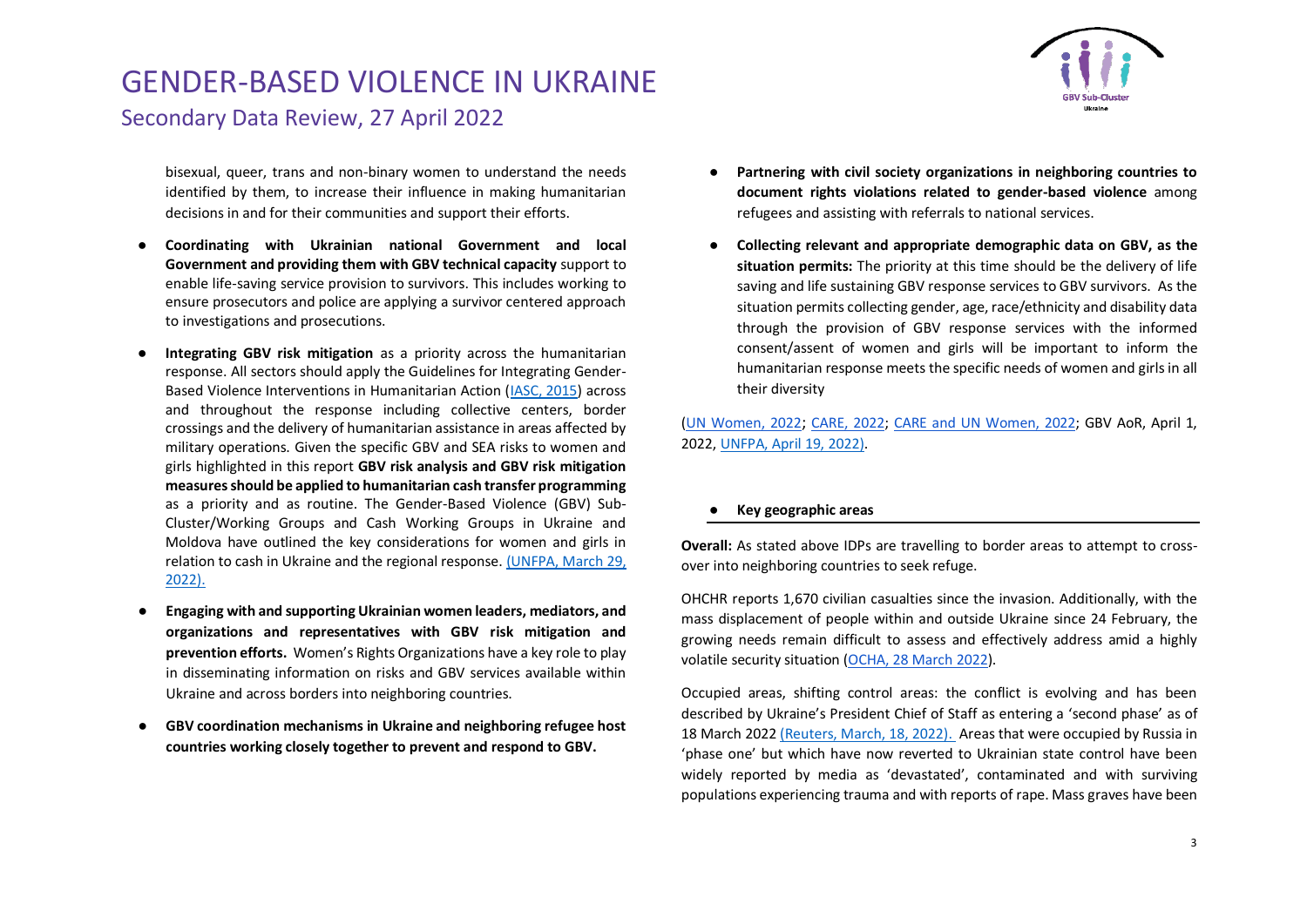bisexual, queer, trans and non-binary women to understand the needs identified by them, to increase their influence in making humanitarian decisions in and for their communities and support their efforts.

- **Coordinating with Ukrainian national Government and local Government and providing them with GBV technical capacity** support to enable life-saving service provision to survivors. This includes working to ensure prosecutors and police are applying a survivor centered approach to investigations and prosecutions.
- **Integrating GBV risk mitigation** as a priority across the humanitarian response. All sectors should apply the Guidelines for Integrating Gender-Based Violence Interventions in Humanitarian Action (IASC, 2015) across and throughout the response including collective centers, border crossings and the delivery of humanitarian assistance in areas affected by military operations. Given the specific GBV and SEA risks to women and girls highlighted in this report **GBV risk analysis and GBV risk mitigation measures should be applied to humanitarian cash transfer programming** as a priority and as routine. The Gender-Based Violence (GBV) Sub-Cluster/Working Groups and Cash Working Groups in Ukraine and Moldova have outlined the key considerations for women and girls in relation to cash in Ukraine and the regional response. (UNFPA, March 29, 2022).
- **Engaging with and supporting Ukrainian women leaders, mediators, and organizations and representatives with GBV risk mitigation and prevention efforts.** Women's Rights Organizations have a key role to play in disseminating information on risks and GBV services available within Ukraine and across borders into neighboring countries.
- **GBV coordination mechanisms in Ukraine and neighboring refugee host countries working closely together to prevent and respond to GBV.**
- **Partnering with civil society organizations in neighboring countries to document rights violations related to gender-based violence** among refugees and assisting with referrals to national services.
- **Collecting relevant and appropriate demographic data on GBV, as the situation permits:** The priority at this time should be the delivery of life saving and life sustaining GBV response services to GBV survivors. As the situation permits collecting gender, age, race/ethnicity and disability data through the provision of GBV response services with the informed consent/assent of women and girls will be important to inform the humanitarian response meets the specific needs of women and girls in all their diversity

(UN Women, 2022; CARE, 2022; CARE and UN Women, 2022; GBV AoR, April 1, 2022, UNFPA, April 19, 2022).

- **Key geographic areas**

**Overall:** As stated above IDPs are travelling to border areas to attempt to cross-over into neighboring countries to seek refuge.

OHCHR reports 1,670 civilian casualties since the invasion. Additionally, with the mass displacement of people within and outside Ukraine since 24 February, the growing needs remain difficult to assess and effectively address amid a highly volatile security situation (OCHA, 28 March 2022).

Occupied areas, shifting control areas: the conflict is evolving and has been described by Ukraine's President Chief of Staff as entering a 'second phase' as of 18 March 2022 (Reuters, March, 18, 2022). Areas that were occupied by Russia in 'phase one' but which have now reverted to Ukrainian state control have been widely reported by media as 'devastated', contaminated and with surviving populations experiencing trauma and with reports of rape. Mass graves have been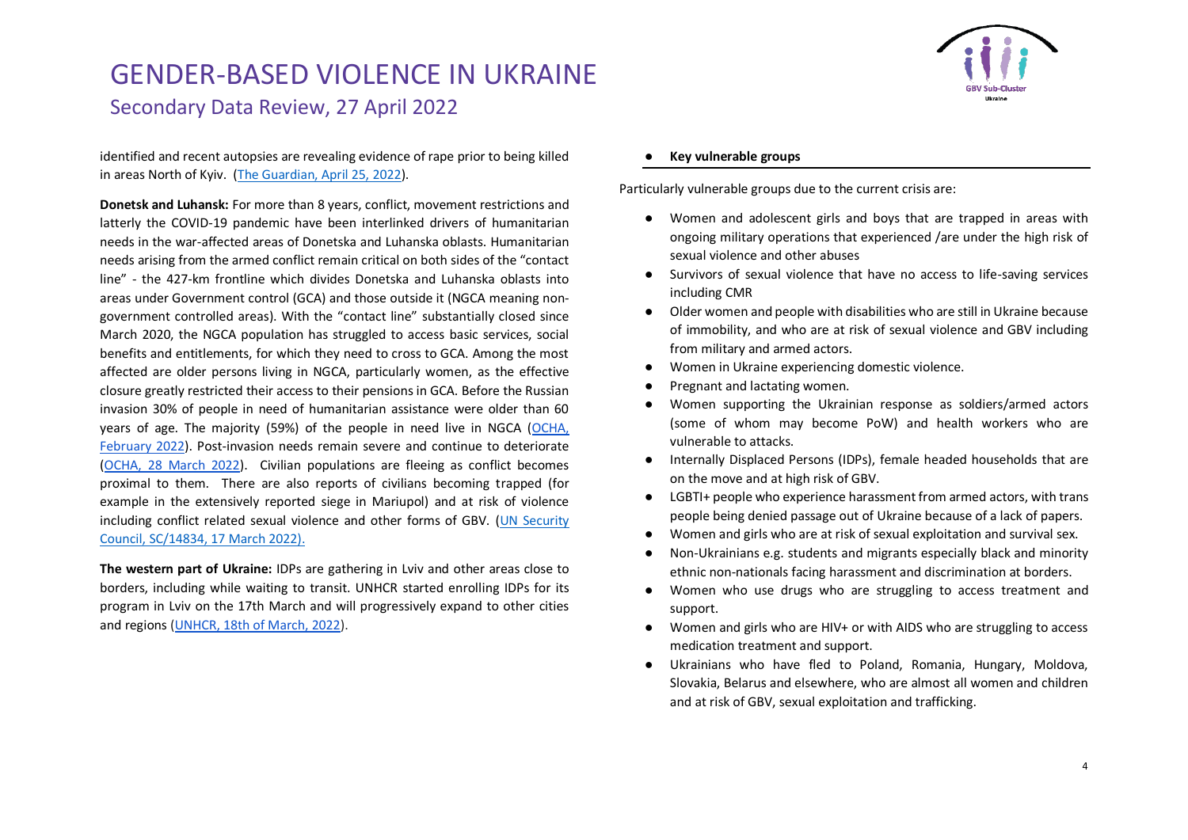identified and recent autopsies are revealing evidence of rape prior to being killed in areas North of Kyiv. ([The Guardian, April 25, 2022](#)).

**Donetsk and Luhansk:** For more than 8 years, conflict, movement restrictions and latterly the COVID-19 pandemic have been interlinked drivers of humanitarian needs in the war-affected areas of Donetska and Luhanska oblasts. Humanitarian needs arising from the armed conflict remain critical on both sides of the "contact line" - the 427-km frontline which divides Donetska and Luhanska oblasts into areas under Government control (GCA) and those outside it (NGCA meaning non-government controlled areas). With the "contact line" substantially closed since March 2020, the NGCA population has struggled to access basic services, social benefits and entitlements, for which they need to cross to GCA. Among the most affected are older persons living in NGCA, particularly women, as the effective closure greatly restricted their access to their pensions in GCA. Before the Russian invasion 30% of people in need of humanitarian assistance were older than 60 years of age. The majority (59%) of the people in need live in NGCA ([OCHA, February 2022](#)). Post-invasion needs remain severe and continue to deteriorate ([OCHA, 28 March 2022](#)). Civilian populations are fleeing as conflict becomes proximal to them. There are also reports of civilians becoming trapped (for example in the extensively reported siege in Mariupol) and at risk of violence including conflict related sexual violence and other forms of GBV. ([UN Security Council, SC/14834, 17 March 2022).](#)

**The western part of Ukraine:** IDPs are gathering in Lviv and other areas close to borders, including while waiting to transit. UNHCR started enrolling IDPs for its program in Lviv on the 17th March and will progressively expand to other cities and regions ([UNHCR, 18th of March, 2022](#)).

- **Key vulnerable groups**

Particularly vulnerable groups due to the current crisis are:

- Women and adolescent girls and boys that are trapped in areas with ongoing military operations that experienced /are under the high risk of sexual violence and other abuses
- Survivors of sexual violence that have no access to life-saving services including CMR
- Older women and people with disabilities who are still in Ukraine because of immobility, and who are at risk of sexual violence and GBV including from military and armed actors.
- Women in Ukraine experiencing domestic violence.
- Pregnant and lactating women.
- Women supporting the Ukrainian response as soldiers/armed actors (some of whom may become PoW) and health workers who are vulnerable to attacks.
- Internally Displaced Persons (IDPs), female headed households that are on the move and at high risk of GBV.
- LGBTI+ people who experience harassment from armed actors, with trans people being denied passage out of Ukraine because of a lack of papers.
- Women and girls who are at risk of sexual exploitation and survival sex.
- Non-Ukrainians e.g. students and migrants especially black and minority ethnic non-nationals facing harassment and discrimination at borders.
- Women who use drugs who are struggling to access treatment and support.
- Women and girls who are HIV+ or with AIDS who are struggling to access medication treatment and support.
- Ukrainians who have fled to Poland, Romania, Hungary, Moldova, Slovakia, Belarus and elsewhere, who are almost all women and children and at risk of GBV, sexual exploitation and trafficking.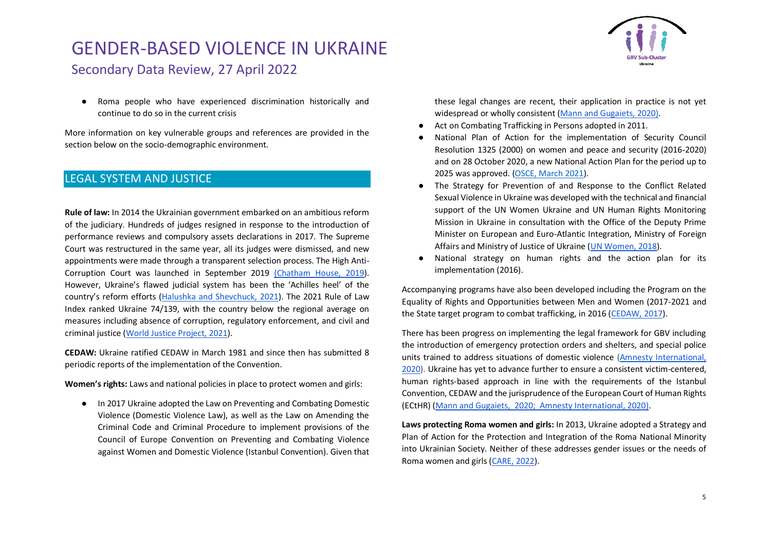- Roma people who have experienced discrimination historically and continue to do so in the current crisis

More information on key vulnerable groups and references are provided in the section below on the socio-demographic environment.

## LEGAL SYSTEM AND JUSTICE

**Rule of law:** In 2014 the Ukrainian government embarked on an ambitious reform of the judiciary. Hundreds of judges resigned in response to the introduction of performance reviews and compulsory assets declarations in 2017. The Supreme Court was restructured in the same year, all its judges were dismissed, and new appointments were made through a transparent selection process. The High Anti-Corruption Court was launched in September 2019 (Chatham House, 2019). However, Ukraine's flawed judicial system has been the 'Achilles heel' of the country's reform efforts (Halushka and Shevchuck, 2021). The 2021 Rule of Law Index ranked Ukraine 74/139, with the country below the regional average on measures including absence of corruption, regulatory enforcement, and civil and criminal justice (World Justice Project, 2021).

**CEDAW:** Ukraine ratified CEDAW in March 1981 and since then has submitted 8 periodic reports of the implementation of the Convention.

**Women's rights:** Laws and national policies in place to protect women and girls:

- In 2017 Ukraine adopted the Law on Preventing and Combating Domestic Violence (Domestic Violence Law), as well as the Law on Amending the Criminal Code and Criminal Procedure to implement provisions of the Council of Europe Convention on Preventing and Combating Violence against Women and Domestic Violence (Istanbul Convention). Given that these legal changes are recent, their application in practice is not yet widespread or wholly consistent (Mann and Gugaiets, 2020).
- Act on Combating Trafficking in Persons adopted in 2011.
- National Plan of Action for the implementation of Security Council Resolution 1325 (2000) on women and peace and security (2016-2020) and on 28 October 2020, a new National Action Plan for the period up to 2025 was approved. (OSCE, March 2021).
- The Strategy for Prevention of and Response to the Conflict Related Sexual Violence in Ukraine was developed with the technical and financial support of the UN Women Ukraine and UN Human Rights Monitoring Mission in Ukraine in consultation with the Office of the Deputy Prime Minister on European and Euro-Atlantic Integration, Ministry of Foreign Affairs and Ministry of Justice of Ukraine (UN Women, 2018).
- National strategy on human rights and the action plan for its implementation (2016).

Accompanying programs have also been developed including the Program on the Equality of Rights and Opportunities between Men and Women (2017-2021 and the State target program to combat trafficking, in 2016 (CEDAW, 2017).

There has been progress on implementing the legal framework for GBV including the introduction of emergency protection orders and shelters, and special police units trained to address situations of domestic violence (Amnesty International, 2020). Ukraine has yet to advance further to ensure a consistent victim-centered, human rights-based approach in line with the requirements of the Istanbul Convention, CEDAW and the jurisprudence of the European Court of Human Rights (ECtHR) (Mann and Gugaiets, 2020; Amnesty International, 2020).

**Laws protecting Roma women and girls:** In 2013, Ukraine adopted a Strategy and Plan of Action for the Protection and Integration of the Roma National Minority into Ukrainian Society. Neither of these addresses gender issues or the needs of Roma women and girls (CARE, 2022).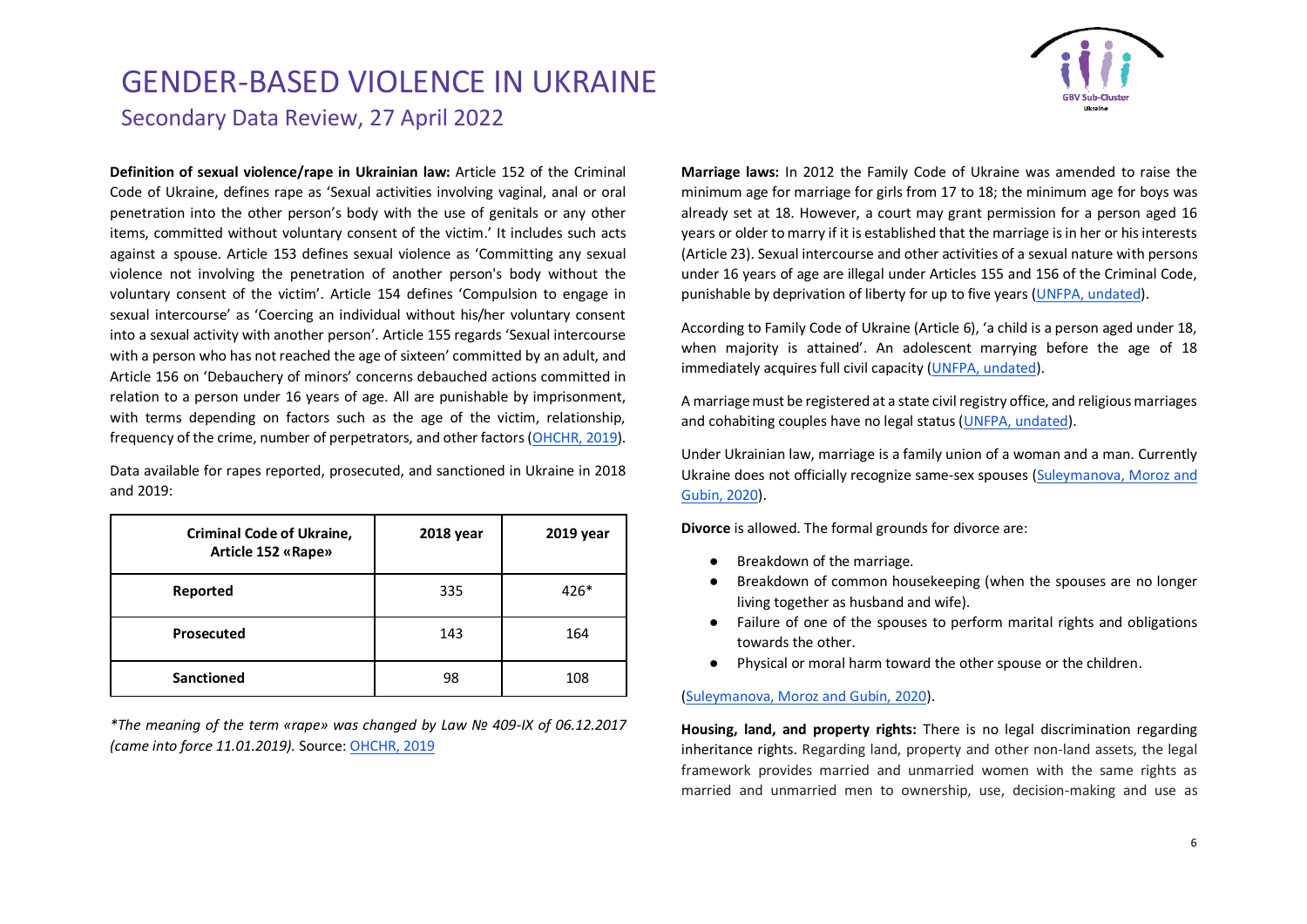**Definition of sexual violence/rape in Ukrainian law:** Article 152 of the Criminal Code of Ukraine, defines rape as 'Sexual activities involving vaginal, anal or oral penetration into the other person's body with the use of genitals or any other items, committed without voluntary consent of the victim.' It includes such acts against a spouse. Article 153 defines sexual violence as 'Committing any sexual violence not involving the penetration of another person's body without the voluntary consent of the victim'. Article 154 defines 'Compulsion to engage in sexual intercourse' as 'Coercing an individual without his/her voluntary consent into a sexual activity with another person'. Article 155 regards 'Sexual intercourse with a person who has not reached the age of sixteen' committed by an adult, and Article 156 on 'Debauchery of minors' concerns debauched actions committed in relation to a person under 16 years of age. All are punishable by imprisonment, with terms depending on factors such as the age of the victim, relationship, frequency of the crime, number of perpetrators, and other factors (OHCHR, 2019).

Data available for rapes reported, prosecuted, and sanctioned in Ukraine in 2018 and 2019:

| Criminal Code of Ukraine, Article 152 «Rape» | 2018 year | 2019 year |
|---|---|---|
| Reported | 335 | 426* |
| Prosecuted | 143 | 164 |
| Sanctioned | 98 | 108 |

*\*The meaning of the term «rape» was changed by Law № 409-IX of 06.12.2017 (came into force 11.01.2019).* Source: OHCHR, 2019

**Marriage laws:** In 2012 the Family Code of Ukraine was amended to raise the minimum age for marriage for girls from 17 to 18; the minimum age for boys was already set at 18. However, a court may grant permission for a person aged 16 years or older to marry if it is established that the marriage is in her or his interests (Article 23). Sexual intercourse and other activities of a sexual nature with persons under 16 years of age are illegal under Articles 155 and 156 of the Criminal Code, punishable by deprivation of liberty for up to five years (UNFPA, undated).

According to Family Code of Ukraine (Article 6), 'a child is a person aged under 18, when majority is attained'. An adolescent marrying before the age of 18 immediately acquires full civil capacity (UNFPA, undated).

A marriage must be registered at a state civil registry office, and religious marriages and cohabiting couples have no legal status (UNFPA, undated).

Under Ukrainian law, marriage is a family union of a woman and a man. Currently Ukraine does not officially recognize same-sex spouses (Suleymanova, Moroz and Gubin, 2020).

**Divorce** is allowed. The formal grounds for divorce are:

- Breakdown of the marriage.
- Breakdown of common housekeeping (when the spouses are no longer living together as husband and wife).
- Failure of one of the spouses to perform marital rights and obligations towards the other.
- Physical or moral harm toward the other spouse or the children.

(Suleymanova, Moroz and Gubin, 2020).

**Housing, land, and property rights:** There is no legal discrimination regarding inheritance rights. Regarding land, property and other non-land assets, the legal framework provides married and unmarried women with the same rights as married and unmarried men to ownership, use, decision-making and use as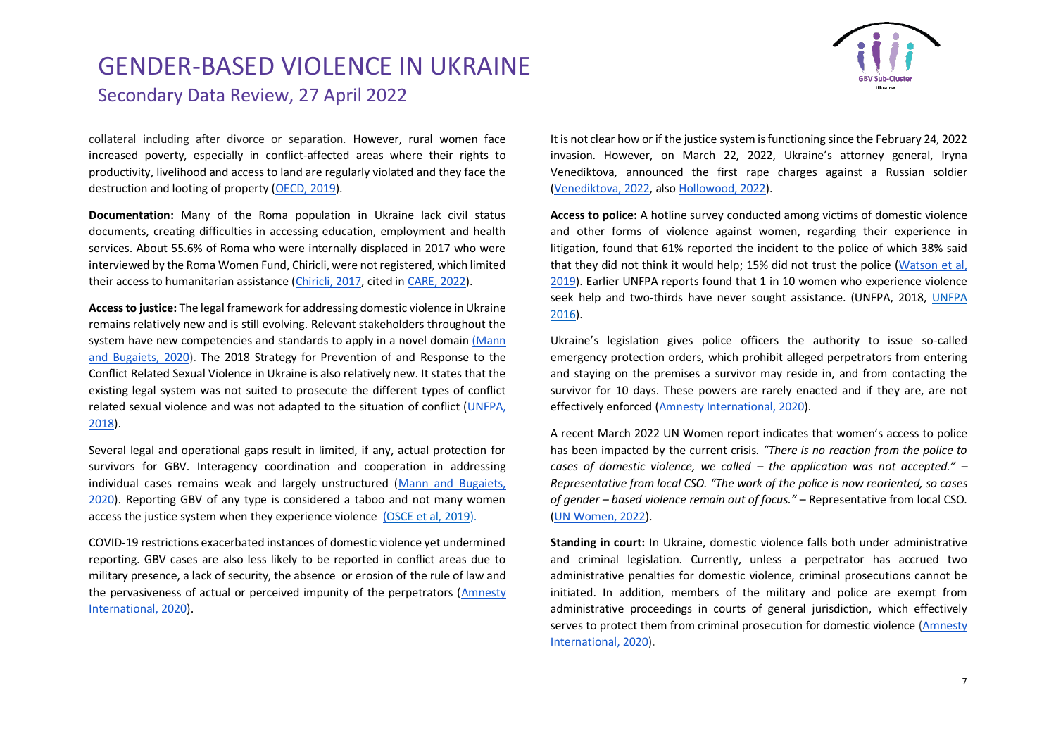collateral including after divorce or separation. However, rural women face increased poverty, especially in conflict-affected areas where their rights to productivity, livelihood and access to land are regularly violated and they face the destruction and looting of property (OECD, 2019).

**Documentation:** Many of the Roma population in Ukraine lack civil status documents, creating difficulties in accessing education, employment and health services. About 55.6% of Roma who were internally displaced in 2017 who were interviewed by the Roma Women Fund, Chiricli, were not registered, which limited their access to humanitarian assistance (Chiricli, 2017, cited in CARE, 2022).

**Access to justice:** The legal framework for addressing domestic violence in Ukraine remains relatively new and is still evolving. Relevant stakeholders throughout the system have new competencies and standards to apply in a novel domain (Mann and Bugaiets, 2020). The 2018 Strategy for Prevention of and Response to the Conflict Related Sexual Violence in Ukraine is also relatively new. It states that the existing legal system was not suited to prosecute the different types of conflict related sexual violence and was not adapted to the situation of conflict (UNFPA, 2018).

Several legal and operational gaps result in limited, if any, actual protection for survivors for GBV. Interagency coordination and cooperation in addressing individual cases remains weak and largely unstructured (Mann and Bugaiets, 2020). Reporting GBV of any type is considered a taboo and not many women access the justice system when they experience violence (OSCE et al, 2019).

COVID-19 restrictions exacerbated instances of domestic violence yet undermined reporting. GBV cases are also less likely to be reported in conflict areas due to military presence, a lack of security, the absence or erosion of the rule of law and the pervasiveness of actual or perceived impunity of the perpetrators (Amnesty International, 2020).

It is not clear how or if the justice system is functioning since the February 24, 2022 invasion. However, on March 22, 2022, Ukraine's attorney general, Iryna Venediktova, announced the first rape charges against a Russian soldier (Venediktova, 2022, also Hollowood, 2022).

**Access to police:** A hotline survey conducted among victims of domestic violence and other forms of violence against women, regarding their experience in litigation, found that 61% reported the incident to the police of which 38% said that they did not think it would help; 15% did not trust the police (Watson et al, 2019). Earlier UNFPA reports found that 1 in 10 women who experience violence seek help and two-thirds have never sought assistance. (UNFPA, 2018, UNFPA 2016).

Ukraine's legislation gives police officers the authority to issue so-called emergency protection orders, which prohibit alleged perpetrators from entering and staying on the premises a survivor may reside in, and from contacting the survivor for 10 days. These powers are rarely enacted and if they are, are not effectively enforced (Amnesty International, 2020).

A recent March 2022 UN Women report indicates that women's access to police has been impacted by the current crisis. *"There is no reaction from the police to cases of domestic violence, we called – the application was not accepted." – Representative from local CSO. "The work of the police is now reoriented, so cases of gender – based violence remain out of focus."* – Representative from local CSO. (UN Women, 2022).

**Standing in court:** In Ukraine, domestic violence falls both under administrative and criminal legislation. Currently, unless a perpetrator has accrued two administrative penalties for domestic violence, criminal prosecutions cannot be initiated. In addition, members of the military and police are exempt from administrative proceedings in courts of general jurisdiction, which effectively serves to protect them from criminal prosecution for domestic violence (Amnesty International, 2020).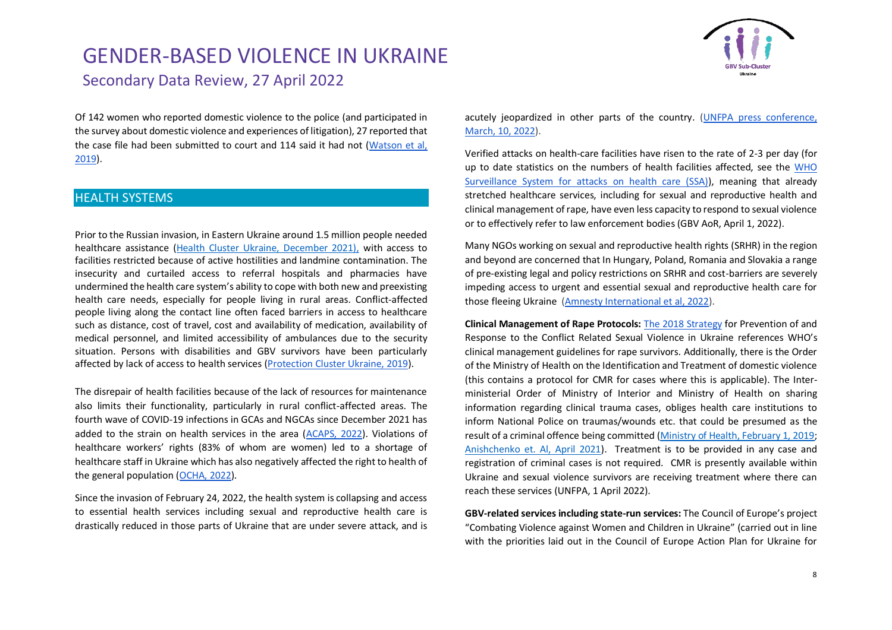Of 142 women who reported domestic violence to the police (and participated in the survey about domestic violence and experiences of litigation), 27 reported that the case file had been submitted to court and 114 said it had not (Watson et al, 2019).

## HEALTH SYSTEMS

Prior to the Russian invasion, in Eastern Ukraine around 1.5 million people needed healthcare assistance (Health Cluster Ukraine, December 2021), with access to facilities restricted because of active hostilities and landmine contamination. The insecurity and curtailed access to referral hospitals and pharmacies have undermined the health care system's ability to cope with both new and preexisting health care needs, especially for people living in rural areas. Conflict-affected people living along the contact line often faced barriers in access to healthcare such as distance, cost of travel, cost and availability of medication, availability of medical personnel, and limited accessibility of ambulances due to the security situation. Persons with disabilities and GBV survivors have been particularly affected by lack of access to health services (Protection Cluster Ukraine, 2019).

The disrepair of health facilities because of the lack of resources for maintenance also limits their functionality, particularly in rural conflict-affected areas. The fourth wave of COVID-19 infections in GCAs and NGCAs since December 2021 has added to the strain on health services in the area (ACAPS, 2022). Violations of healthcare workers' rights (83% of whom are women) led to a shortage of healthcare staff in Ukraine which has also negatively affected the right to health of the general population (OCHA, 2022).

Since the invasion of February 24, 2022, the health system is collapsing and access to essential health services including sexual and reproductive health care is drastically reduced in those parts of Ukraine that are under severe attack, and is acutely jeopardized in other parts of the country. (UNFPA press conference, March, 10, 2022).

Verified attacks on health-care facilities have risen to the rate of 2-3 per day (for up to date statistics on the numbers of health facilities affected, see the WHO Surveillance System for attacks on health care (SSA)), meaning that already stretched healthcare services, including for sexual and reproductive health and clinical management of rape, have even less capacity to respond to sexual violence or to effectively refer to law enforcement bodies (GBV AoR, April 1, 2022).

Many NGOs working on sexual and reproductive health rights (SRHR) in the region and beyond are concerned that In Hungary, Poland, Romania and Slovakia a range of pre-existing legal and policy restrictions on SRHR and cost-barriers are severely impeding access to urgent and essential sexual and reproductive health care for those fleeing Ukraine (Amnesty International et al, 2022).

**Clinical Management of Rape Protocols:** The 2018 Strategy for Prevention of and Response to the Conflict Related Sexual Violence in Ukraine references WHO's clinical management guidelines for rape survivors. Additionally, there is the Order of the Ministry of Health on the Identification and Treatment of domestic violence (this contains a protocol for CMR for cases where this is applicable). The Inter-ministerial Order of Ministry of Interior and Ministry of Health on sharing information regarding clinical trauma cases, obliges health care institutions to inform National Police on traumas/wounds etc. that could be presumed as the result of a criminal offence being committed (Ministry of Health, February 1, 2019; Anishchenko et. Al, April 2021). Treatment is to be provided in any case and registration of criminal cases is not required. CMR is presently available within Ukraine and sexual violence survivors are receiving treatment where there can reach these services (UNFPA, 1 April 2022).

**GBV-related services including state-run services:** The Council of Europe's project "Combating Violence against Women and Children in Ukraine" (carried out in line with the priorities laid out in the Council of Europe Action Plan for Ukraine for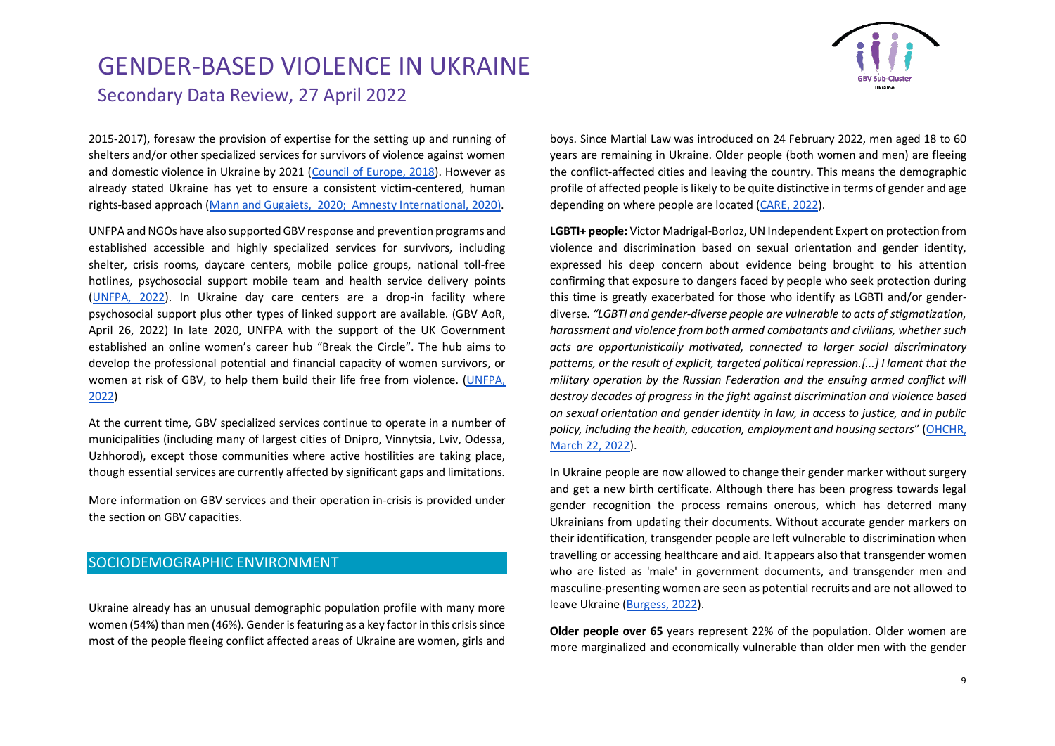2015-2017), foresaw the provision of expertise for the setting up and running of shelters and/or other specialized services for survivors of violence against women and domestic violence in Ukraine by 2021 ([Council of Europe, 2018](#)). However as already stated Ukraine has yet to ensure a consistent victim-centered, human rights-based approach ([Mann and Gugaiets, 2020; Amnesty International, 2020)](#).

UNFPA and NGOs have also supported GBV response and prevention programs and established accessible and highly specialized services for survivors, including shelter, crisis rooms, daycare centers, mobile police groups, national toll-free hotlines, psychosocial support mobile team and health service delivery points ([UNFPA, 2022](#)). In Ukraine day care centers are a drop-in facility where psychosocial support plus other types of linked support are available. (GBV AoR, April 26, 2022) In late 2020, UNFPA with the support of the UK Government established an online women's career hub "Break the Circle". The hub aims to develop the professional potential and financial capacity of women survivors, or women at risk of GBV, to help them build their life free from violence. ([UNFPA, 2022](#))

At the current time, GBV specialized services continue to operate in a number of municipalities (including many of largest cities of Dnipro, Vinnytsia, Lviv, Odessa, Uzhhorod), except those communities where active hostilities are taking place, though essential services are currently affected by significant gaps and limitations.

More information on GBV services and their operation in-crisis is provided under the section on GBV capacities.

## SOCIODEMOGRAPHIC ENVIRONMENT

Ukraine already has an unusual demographic population profile with many more women (54%) than men (46%). Gender is featuring as a key factor in this crisis since most of the people fleeing conflict affected areas of Ukraine are women, girls and boys. Since Martial Law was introduced on 24 February 2022, men aged 18 to 60 years are remaining in Ukraine. Older people (both women and men) are fleeing the conflict-affected cities and leaving the country. This means the demographic profile of affected people is likely to be quite distinctive in terms of gender and age depending on where people are located ([CARE, 2022](#)).

**LGBTI+ people:** Victor Madrigal-Borloz, UN Independent Expert on protection from violence and discrimination based on sexual orientation and gender identity, expressed his deep concern about evidence being brought to his attention confirming that exposure to dangers faced by people who seek protection during this time is greatly exacerbated for those who identify as LGBTI and/or gender-diverse. *"LGBTI and gender-diverse people are vulnerable to acts of stigmatization, harassment and violence from both armed combatants and civilians, whether such acts are opportunistically motivated, connected to larger social discriminatory patterns, or the result of explicit, targeted political repression.[...] I lament that the military operation by the Russian Federation and the ensuing armed conflict will destroy decades of progress in the fight against discrimination and violence based on sexual orientation and gender identity in law, in access to justice, and in public policy, including the health, education, employment and housing sectors"* ([OHCHR, March 22, 2022](#)).

In Ukraine people are now allowed to change their gender marker without surgery and get a new birth certificate. Although there has been progress towards legal gender recognition the process remains onerous, which has deterred many Ukrainians from updating their documents. Without accurate gender markers on their identification, transgender people are left vulnerable to discrimination when travelling or accessing healthcare and aid. It appears also that transgender women who are listed as 'male' in government documents, and transgender men and masculine-presenting women are seen as potential recruits and are not allowed to leave Ukraine ([Burgess, 2022](#)).

**Older people over 65** years represent 22% of the population. Older women are more marginalized and economically vulnerable than older men with the gender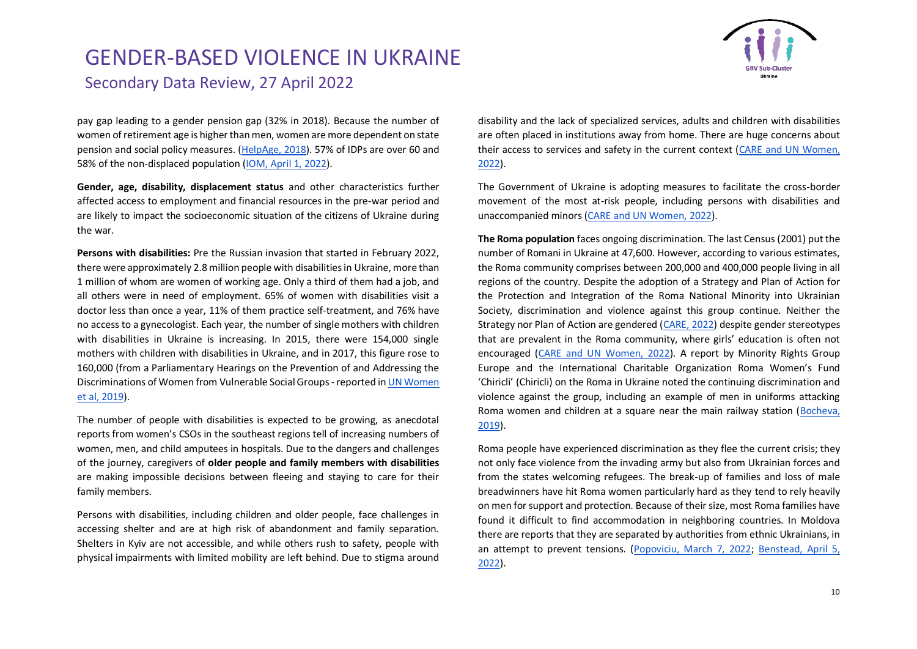pay gap leading to a gender pension gap (32% in 2018). Because the number of women of retirement age is higher than men, women are more dependent on state pension and social policy measures. ([HelpAge, 2018](#)). 57% of IDPs are over 60 and 58% of the non-displaced population ([IOM, April 1, 2022](#)).

**Gender, age, disability, displacement status** and other characteristics further affected access to employment and financial resources in the pre-war period and are likely to impact the socioeconomic situation of the citizens of Ukraine during the war.

**Persons with disabilities:** Pre the Russian invasion that started in February 2022, there were approximately 2.8 million people with disabilities in Ukraine, more than 1 million of whom are women of working age. Only a third of them had a job, and all others were in need of employment. 65% of women with disabilities visit a doctor less than once a year, 11% of them practice self-treatment, and 76% have no access to a gynecologist. Each year, the number of single mothers with children with disabilities in Ukraine is increasing. In 2015, there were 154,000 single mothers with children with disabilities in Ukraine, and in 2017, this figure rose to 160,000 (from a Parliamentary Hearings on the Prevention of and Addressing the Discriminations of Women from Vulnerable Social Groups - reported in [UN Women et al, 2019](#)).

The number of people with disabilities is expected to be growing, as anecdotal reports from women's CSOs in the southeast regions tell of increasing numbers of women, men, and child amputees in hospitals. Due to the dangers and challenges of the journey, caregivers of **older people and family members with disabilities** are making impossible decisions between fleeing and staying to care for their family members.

Persons with disabilities, including children and older people, face challenges in accessing shelter and are at high risk of abandonment and family separation. Shelters in Kyiv are not accessible, and while others rush to safety, people with physical impairments with limited mobility are left behind. Due to stigma around disability and the lack of specialized services, adults and children with disabilities are often placed in institutions away from home. There are huge concerns about their access to services and safety in the current context ([CARE and UN Women, 2022](#)).

The Government of Ukraine is adopting measures to facilitate the cross-border movement of the most at-risk people, including persons with disabilities and unaccompanied minors ([CARE and UN Women, 2022](#)).

**The Roma population** faces ongoing discrimination. The last Census (2001) put the number of Romani in Ukraine at 47,600. However, according to various estimates, the Roma community comprises between 200,000 and 400,000 people living in all regions of the country. Despite the adoption of a Strategy and Plan of Action for the Protection and Integration of the Roma National Minority into Ukrainian Society, discrimination and violence against this group continue. Neither the Strategy nor Plan of Action are gendered ([CARE, 2022](#)) despite gender stereotypes that are prevalent in the Roma community, where girls' education is often not encouraged ([CARE and UN Women, 2022](#)). A report by Minority Rights Group Europe and the International Charitable Organization Roma Women's Fund 'Chiricli' (Chiricli) on the Roma in Ukraine noted the continuing discrimination and violence against the group, including an example of men in uniforms attacking Roma women and children at a square near the main railway station ([Bocheva, 2019](#)).

Roma people have experienced discrimination as they flee the current crisis; they not only face violence from the invading army but also from Ukrainian forces and from the states welcoming refugees. The break-up of families and loss of male breadwinners have hit Roma women particularly hard as they tend to rely heavily on men for support and protection. Because of their size, most Roma families have found it difficult to find accommodation in neighboring countries. In Moldova there are reports that they are separated by authorities from ethnic Ukrainians, in an attempt to prevent tensions. ([Popoviciu, March 7, 2022](#); [Benstead, April 5, 2022](#)).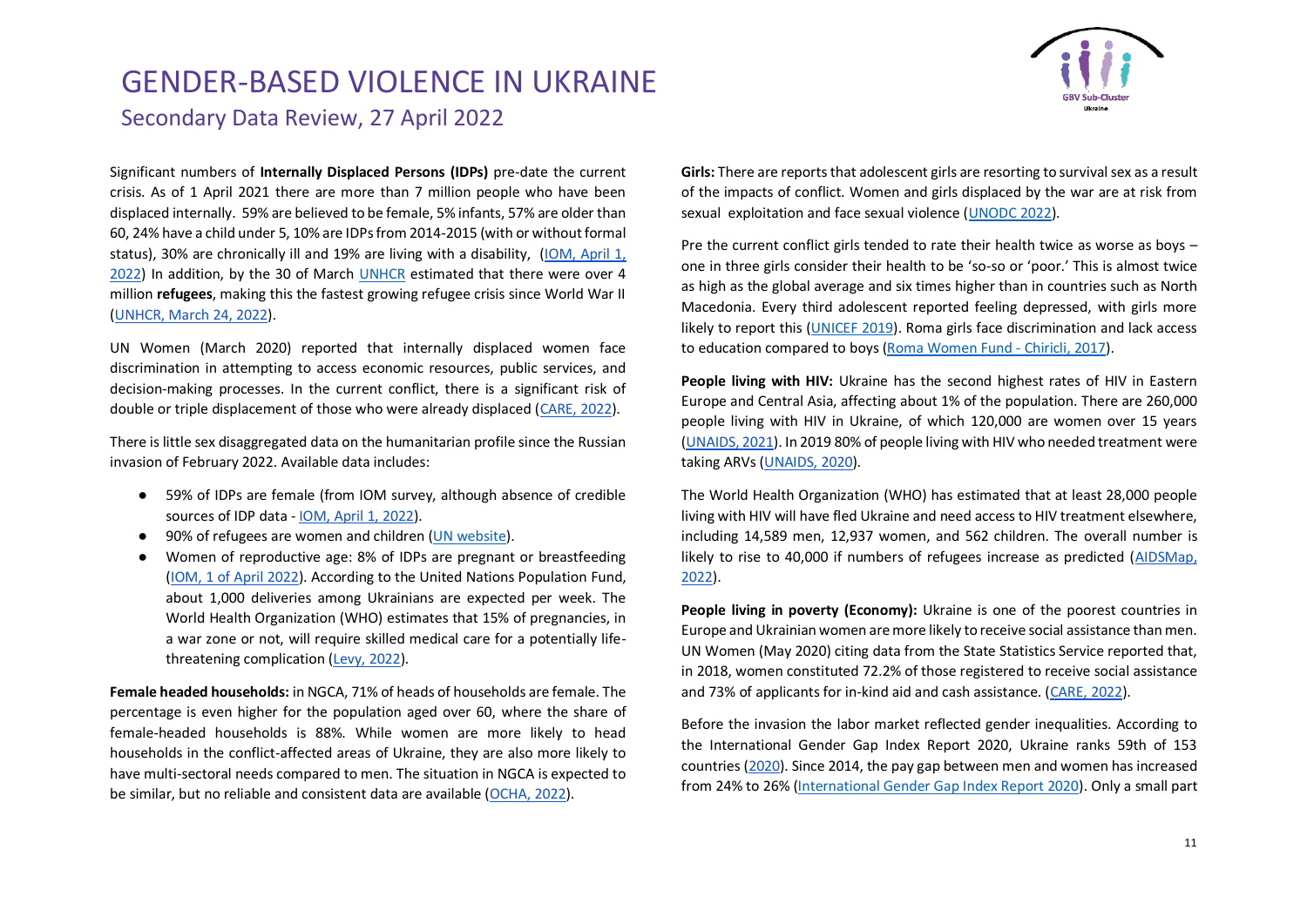Significant numbers of **Internally Displaced Persons (IDPs)** pre-date the current crisis. As of 1 April 2021 there are more than 7 million people who have been displaced internally. 59% are believed to be female, 5% infants, 57% are older than 60, 24% have a child under 5, 10% are IDPs from 2014-2015 (with or without formal status), 30% are chronically ill and 19% are living with a disability, (IOM, April 1, 2022) In addition, by the 30 of March UNHCR estimated that there were over 4 million **refugees**, making this the fastest growing refugee crisis since World War II (UNHCR, March 24, 2022).

UN Women (March 2020) reported that internally displaced women face discrimination in attempting to access economic resources, public services, and decision-making processes. In the current conflict, there is a significant risk of double or triple displacement of those who were already displaced (CARE, 2022).

There is little sex disaggregated data on the humanitarian profile since the Russian invasion of February 2022. Available data includes:

- 59% of IDPs are female (from IOM survey, although absence of credible sources of IDP data - IOM, April 1, 2022).
- 90% of refugees are women and children (UN website).
- Women of reproductive age: 8% of IDPs are pregnant or breastfeeding (IOM, 1 of April 2022). According to the United Nations Population Fund, about 1,000 deliveries among Ukrainians are expected per week. The World Health Organization (WHO) estimates that 15% of pregnancies, in a war zone or not, will require skilled medical care for a potentially life-threatening complication (Levy, 2022).

**Female headed households:** in NGCA, 71% of heads of households are female. The percentage is even higher for the population aged over 60, where the share of female-headed households is 88%. While women are more likely to head households in the conflict-affected areas of Ukraine, they are also more likely to have multi-sectoral needs compared to men. The situation in NGCA is expected to be similar, but no reliable and consistent data are available (OCHA, 2022).

**Girls:** There are reports that adolescent girls are resorting to survival sex as a result of the impacts of conflict. Women and girls displaced by the war are at risk from sexual exploitation and face sexual violence (UNODC 2022).

Pre the current conflict girls tended to rate their health twice as worse as boys – one in three girls consider their health to be 'so-so or 'poor.' This is almost twice as high as the global average and six times higher than in countries such as North Macedonia. Every third adolescent reported feeling depressed, with girls more likely to report this (UNICEF 2019). Roma girls face discrimination and lack access to education compared to boys (Roma Women Fund - Chiricli, 2017).

**People living with HIV:** Ukraine has the second highest rates of HIV in Eastern Europe and Central Asia, affecting about 1% of the population. There are 260,000 people living with HIV in Ukraine, of which 120,000 are women over 15 years (UNAIDS, 2021). In 2019 80% of people living with HIV who needed treatment were taking ARVs (UNAIDS, 2020).

The World Health Organization (WHO) has estimated that at least 28,000 people living with HIV will have fled Ukraine and need access to HIV treatment elsewhere, including 14,589 men, 12,937 women, and 562 children. The overall number is likely to rise to 40,000 if numbers of refugees increase as predicted (AIDSMap, 2022).

**People living in poverty (Economy):** Ukraine is one of the poorest countries in Europe and Ukrainian women are more likely to receive social assistance than men. UN Women (May 2020) citing data from the State Statistics Service reported that, in 2018, women constituted 72.2% of those registered to receive social assistance and 73% of applicants for in-kind aid and cash assistance. (CARE, 2022).

Before the invasion the labor market reflected gender inequalities. According to the International Gender Gap Index Report 2020, Ukraine ranks 59th of 153 countries (2020). Since 2014, the pay gap between men and women has increased from 24% to 26% (International Gender Gap Index Report 2020). Only a small part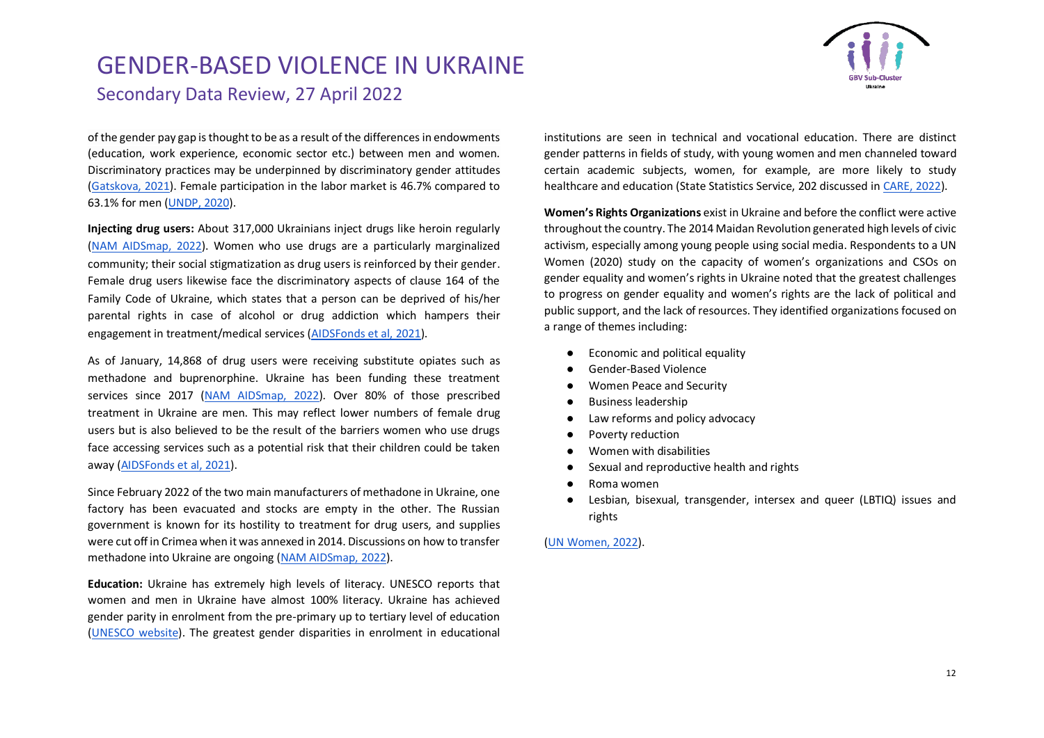of the gender pay gap is thought to be as a result of the differences in endowments (education, work experience, economic sector etc.) between men and women. Discriminatory practices may be underpinned by discriminatory gender attitudes (Gatskova, 2021). Female participation in the labor market is 46.7% compared to 63.1% for men (UNDP, 2020).

**Injecting drug users:** About 317,000 Ukrainians inject drugs like heroin regularly (NAM AIDSmap, 2022). Women who use drugs are a particularly marginalized community; their social stigmatization as drug users is reinforced by their gender. Female drug users likewise face the discriminatory aspects of clause 164 of the Family Code of Ukraine, which states that a person can be deprived of his/her parental rights in case of alcohol or drug addiction which hampers their engagement in treatment/medical services (AIDSFonds et al, 2021).

As of January, 14,868 of drug users were receiving substitute opiates such as methadone and buprenorphine. Ukraine has been funding these treatment services since 2017 (NAM AIDSmap, 2022). Over 80% of those prescribed treatment in Ukraine are men. This may reflect lower numbers of female drug users but is also believed to be the result of the barriers women who use drugs face accessing services such as a potential risk that their children could be taken away (AIDSFonds et al, 2021).

Since February 2022 of the two main manufacturers of methadone in Ukraine, one factory has been evacuated and stocks are empty in the other. The Russian government is known for its hostility to treatment for drug users, and supplies were cut off in Crimea when it was annexed in 2014. Discussions on how to transfer methadone into Ukraine are ongoing (NAM AIDSmap, 2022).

**Education:** Ukraine has extremely high levels of literacy. UNESCO reports that women and men in Ukraine have almost 100% literacy. Ukraine has achieved gender parity in enrolment from the pre-primary up to tertiary level of education (UNESCO website). The greatest gender disparities in enrolment in educational institutions are seen in technical and vocational education. There are distinct gender patterns in fields of study, with young women and men channeled toward certain academic subjects, women, for example, are more likely to study healthcare and education (State Statistics Service, 202 discussed in CARE, 2022).

**Women's Rights Organizations** exist in Ukraine and before the conflict were active throughout the country. The 2014 Maidan Revolution generated high levels of civic activism, especially among young people using social media. Respondents to a UN Women (2020) study on the capacity of women's organizations and CSOs on gender equality and women's rights in Ukraine noted that the greatest challenges to progress on gender equality and women's rights are the lack of political and public support, and the lack of resources. They identified organizations focused on a range of themes including:

- Economic and political equality
- Gender-Based Violence
- Women Peace and Security
- Business leadership
- Law reforms and policy advocacy
- Poverty reduction
- Women with disabilities
- Sexual and reproductive health and rights
- Roma women
- Lesbian, bisexual, transgender, intersex and queer (LBTIQ) issues and rights

(UN Women, 2022).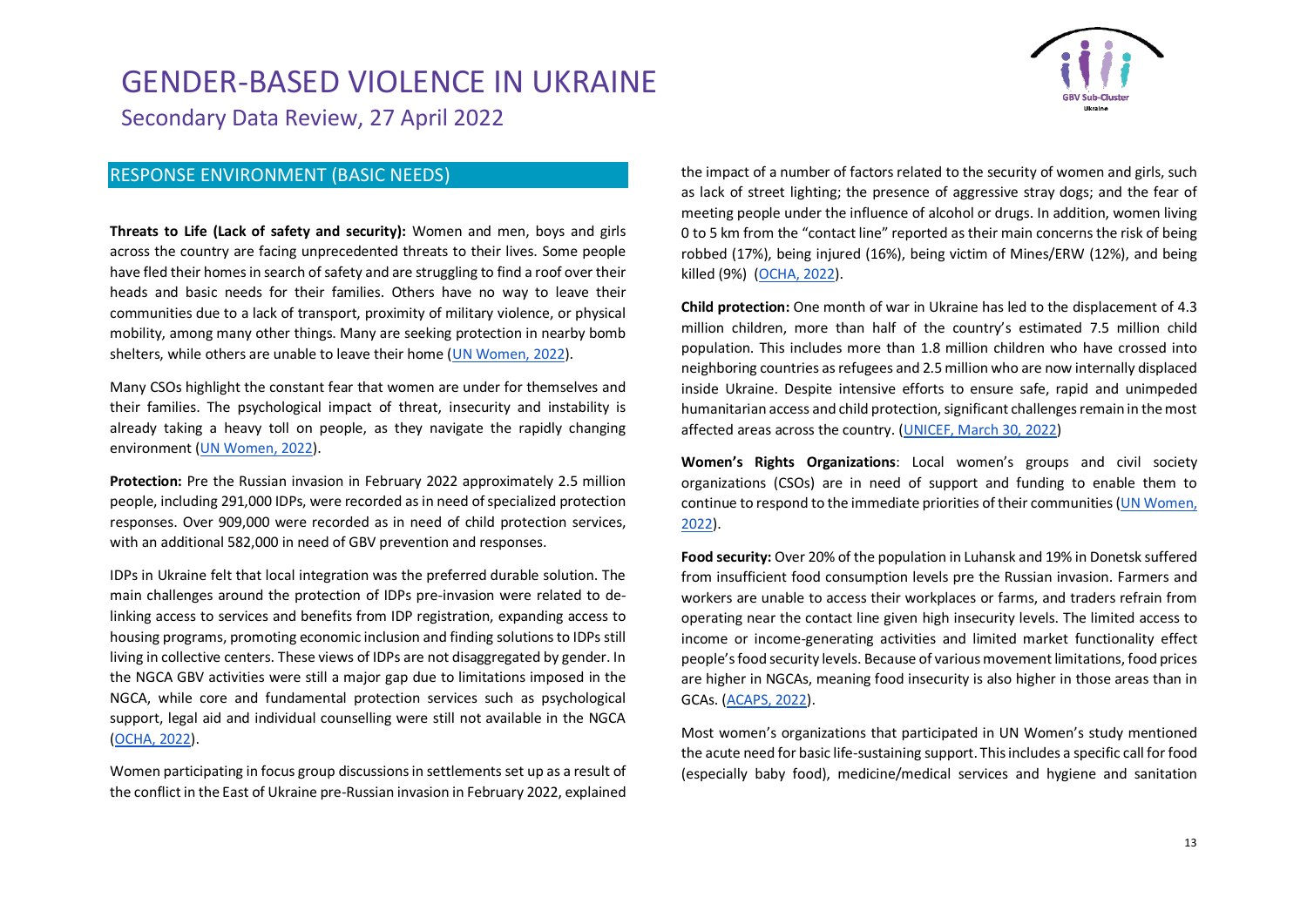## RESPONSE ENVIRONMENT (BASIC NEEDS)

**Threats to Life (Lack of safety and security):** Women and men, boys and girls across the country are facing unprecedented threats to their lives. Some people have fled their homes in search of safety and are struggling to find a roof over their heads and basic needs for their families. Others have no way to leave their communities due to a lack of transport, proximity of military violence, or physical mobility, among many other things. Many are seeking protection in nearby bomb shelters, while others are unable to leave their home (UN Women, 2022).

Many CSOs highlight the constant fear that women are under for themselves and their families. The psychological impact of threat, insecurity and instability is already taking a heavy toll on people, as they navigate the rapidly changing environment (UN Women, 2022).

**Protection:** Pre the Russian invasion in February 2022 approximately 2.5 million people, including 291,000 IDPs, were recorded as in need of specialized protection responses. Over 909,000 were recorded as in need of child protection services, with an additional 582,000 in need of GBV prevention and responses.

IDPs in Ukraine felt that local integration was the preferred durable solution. The main challenges around the protection of IDPs pre-invasion were related to de-linking access to services and benefits from IDP registration, expanding access to housing programs, promoting economic inclusion and finding solutions to IDPs still living in collective centers. These views of IDPs are not disaggregated by gender. In the NGCA GBV activities were still a major gap due to limitations imposed in the NGCA, while core and fundamental protection services such as psychological support, legal aid and individual counselling were still not available in the NGCA (OCHA, 2022).

Women participating in focus group discussions in settlements set up as a result of the conflict in the East of Ukraine pre-Russian invasion in February 2022, explained the impact of a number of factors related to the security of women and girls, such as lack of street lighting; the presence of aggressive stray dogs; and the fear of meeting people under the influence of alcohol or drugs. In addition, women living 0 to 5 km from the "contact line" reported as their main concerns the risk of being robbed (17%), being injured (16%), being victim of Mines/ERW (12%), and being killed (9%) (OCHA, 2022).

**Child protection:** One month of war in Ukraine has led to the displacement of 4.3 million children, more than half of the country's estimated 7.5 million child population. This includes more than 1.8 million children who have crossed into neighboring countries as refugees and 2.5 million who are now internally displaced inside Ukraine. Despite intensive efforts to ensure safe, rapid and unimpeded humanitarian access and child protection, significant challenges remain in the most affected areas across the country. (UNICEF, March 30, 2022)

**Women's Rights Organizations**: Local women's groups and civil society organizations (CSOs) are in need of support and funding to enable them to continue to respond to the immediate priorities of their communities (UN Women, 2022).

**Food security:** Over 20% of the population in Luhansk and 19% in Donetsk suffered from insufficient food consumption levels pre the Russian invasion. Farmers and workers are unable to access their workplaces or farms, and traders refrain from operating near the contact line given high insecurity levels. The limited access to income or income-generating activities and limited market functionality effect people's food security levels. Because of various movement limitations, food prices are higher in NGCAs, meaning food insecurity is also higher in those areas than in GCAs. (ACAPS, 2022).

Most women's organizations that participated in UN Women's study mentioned the acute need for basic life-sustaining support. This includes a specific call for food (especially baby food), medicine/medical services and hygiene and sanitation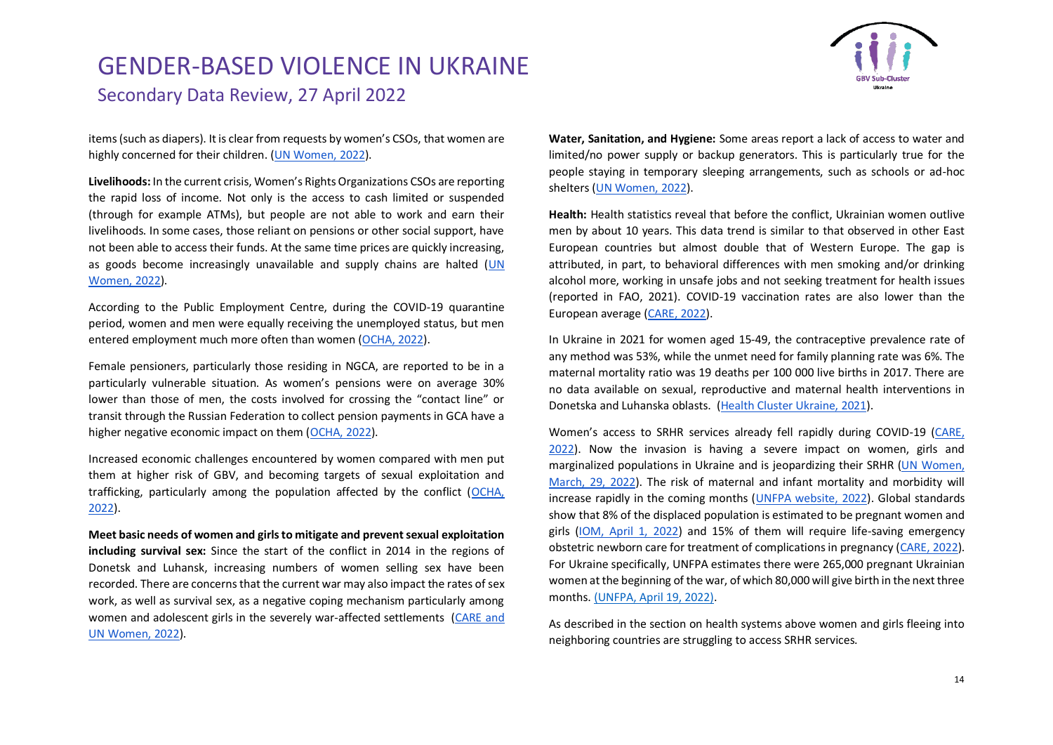items (such as diapers). It is clear from requests by women's CSOs, that women are highly concerned for their children. (UN Women, 2022).

**Livelihoods:** In the current crisis, Women's Rights Organizations CSOs are reporting the rapid loss of income. Not only is the access to cash limited or suspended (through for example ATMs), but people are not able to work and earn their livelihoods. In some cases, those reliant on pensions or other social support, have not been able to access their funds. At the same time prices are quickly increasing, as goods become increasingly unavailable and supply chains are halted (UN Women, 2022).

According to the Public Employment Centre, during the COVID-19 quarantine period, women and men were equally receiving the unemployed status, but men entered employment much more often than women (OCHA, 2022).

Female pensioners, particularly those residing in NGCA, are reported to be in a particularly vulnerable situation. As women's pensions were on average 30% lower than those of men, the costs involved for crossing the "contact line" or transit through the Russian Federation to collect pension payments in GCA have a higher negative economic impact on them (OCHA, 2022).

Increased economic challenges encountered by women compared with men put them at higher risk of GBV, and becoming targets of sexual exploitation and trafficking, particularly among the population affected by the conflict (OCHA, 2022).

**Meet basic needs of women and girls to mitigate and prevent sexual exploitation including survival sex:** Since the start of the conflict in 2014 in the regions of Donetsk and Luhansk, increasing numbers of women selling sex have been recorded. There are concerns that the current war may also impact the rates of sex work, as well as survival sex, as a negative coping mechanism particularly among women and adolescent girls in the severely war-affected settlements (CARE and UN Women, 2022).

**Water, Sanitation, and Hygiene:** Some areas report a lack of access to water and limited/no power supply or backup generators. This is particularly true for the people staying in temporary sleeping arrangements, such as schools or ad-hoc shelters (UN Women, 2022).

**Health:** Health statistics reveal that before the conflict, Ukrainian women outlive men by about 10 years. This data trend is similar to that observed in other East European countries but almost double that of Western Europe. The gap is attributed, in part, to behavioral differences with men smoking and/or drinking alcohol more, working in unsafe jobs and not seeking treatment for health issues (reported in FAO, 2021). COVID-19 vaccination rates are also lower than the European average (CARE, 2022).

In Ukraine in 2021 for women aged 15-49, the contraceptive prevalence rate of any method was 53%, while the unmet need for family planning rate was 6%. The maternal mortality ratio was 19 deaths per 100 000 live births in 2017. There are no data available on sexual, reproductive and maternal health interventions in Donetska and Luhanska oblasts. (Health Cluster Ukraine, 2021).

Women's access to SRHR services already fell rapidly during COVID-19 (CARE, 2022). Now the invasion is having a severe impact on women, girls and marginalized populations in Ukraine and is jeopardizing their SRHR (UN Women, March, 29, 2022). The risk of maternal and infant mortality and morbidity will increase rapidly in the coming months (UNFPA website, 2022). Global standards show that 8% of the displaced population is estimated to be pregnant women and girls (IOM, April 1, 2022) and 15% of them will require life-saving emergency obstetric newborn care for treatment of complications in pregnancy (CARE, 2022). For Ukraine specifically, UNFPA estimates there were 265,000 pregnant Ukrainian women at the beginning of the war, of which 80,000 will give birth in the next three months. (UNFPA, April 19, 2022).

As described in the section on health systems above women and girls fleeing into neighboring countries are struggling to access SRHR services.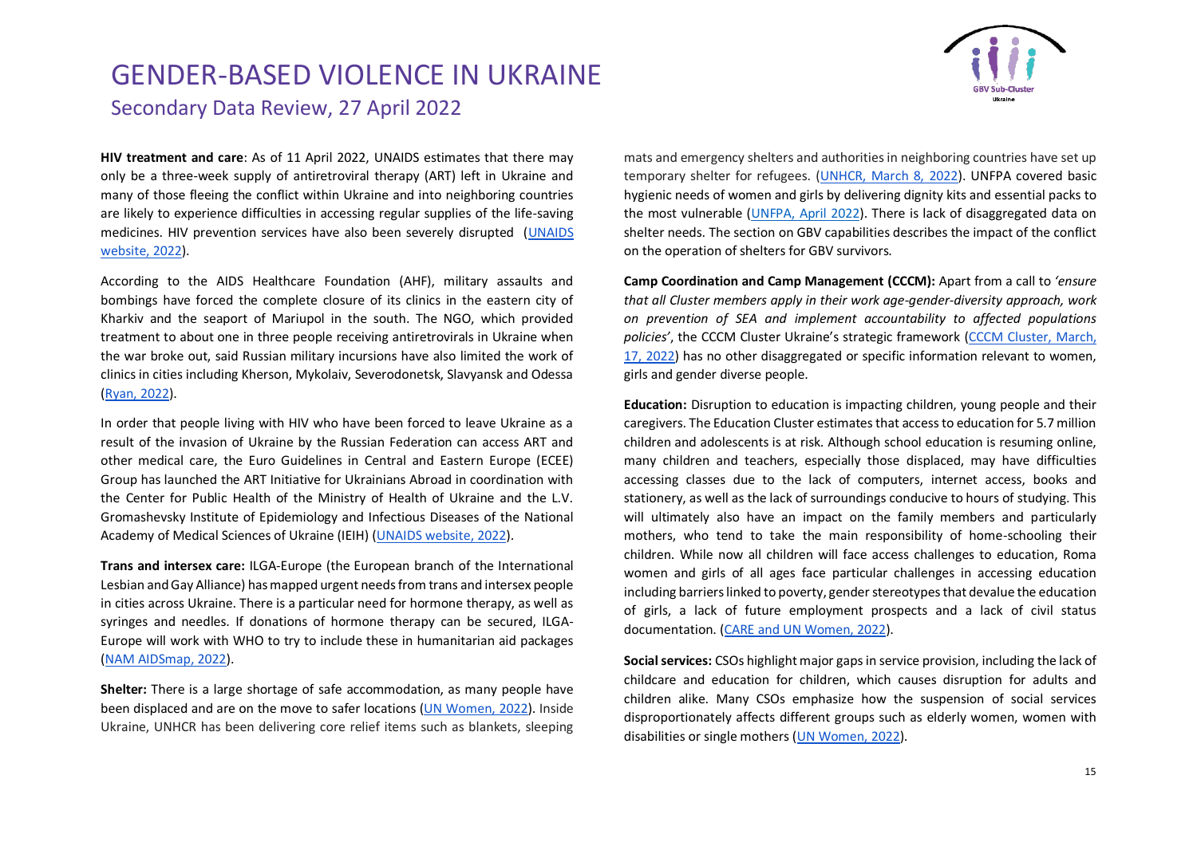**HIV treatment and care**: As of 11 April 2022, UNAIDS estimates that there may only be a three-week supply of antiretroviral therapy (ART) left in Ukraine and many of those fleeing the conflict within Ukraine and into neighboring countries are likely to experience difficulties in accessing regular supplies of the life-saving medicines. HIV prevention services have also been severely disrupted (UNAIDS website, 2022).

According to the AIDS Healthcare Foundation (AHF), military assaults and bombings have forced the complete closure of its clinics in the eastern city of Kharkiv and the seaport of Mariupol in the south. The NGO, which provided treatment to about one in three people receiving antiretrovirals in Ukraine when the war broke out, said Russian military incursions have also limited the work of clinics in cities including Kherson, Mykolaiv, Severodonetsk, Slavyansk and Odessa (Ryan, 2022).

In order that people living with HIV who have been forced to leave Ukraine as a result of the invasion of Ukraine by the Russian Federation can access ART and other medical care, the Euro Guidelines in Central and Eastern Europe (ECEE) Group has launched the ART Initiative for Ukrainians Abroad in coordination with the Center for Public Health of the Ministry of Health of Ukraine and the L.V. Gromashevsky Institute of Epidemiology and Infectious Diseases of the National Academy of Medical Sciences of Ukraine (IEIH) (UNAIDS website, 2022).

**Trans and intersex care:** ILGA-Europe (the European branch of the International Lesbian and Gay Alliance) has mapped urgent needs from trans and intersex people in cities across Ukraine. There is a particular need for hormone therapy, as well as syringes and needles. If donations of hormone therapy can be secured, ILGA-Europe will work with WHO to try to include these in humanitarian aid packages (NAM AIDSmap, 2022).

**Shelter:** There is a large shortage of safe accommodation, as many people have been displaced and are on the move to safer locations (UN Women, 2022). Inside Ukraine, UNHCR has been delivering core relief items such as blankets, sleeping mats and emergency shelters and authorities in neighboring countries have set up temporary shelter for refugees. (UNHCR, March 8, 2022). UNFPA covered basic hygienic needs of women and girls by delivering dignity kits and essential packs to the most vulnerable (UNFPA, April 2022). There is lack of disaggregated data on shelter needs. The section on GBV capabilities describes the impact of the conflict on the operation of shelters for GBV survivors.

**Camp Coordination and Camp Management (CCCM):** Apart from a call to *'ensure that all Cluster members apply in their work age-gender-diversity approach, work on prevention of SEA and implement accountability to affected populations policies'*, the CCCM Cluster Ukraine's strategic framework (CCCM Cluster, March, 17, 2022) has no other disaggregated or specific information relevant to women, girls and gender diverse people.

**Education:** Disruption to education is impacting children, young people and their caregivers. The Education Cluster estimates that access to education for 5.7 million children and adolescents is at risk. Although school education is resuming online, many children and teachers, especially those displaced, may have difficulties accessing classes due to the lack of computers, internet access, books and stationery, as well as the lack of surroundings conducive to hours of studying. This will ultimately also have an impact on the family members and particularly mothers, who tend to take the main responsibility of home-schooling their children. While now all children will face access challenges to education, Roma women and girls of all ages face particular challenges in accessing education including barriers linked to poverty, gender stereotypes that devalue the education of girls, a lack of future employment prospects and a lack of civil status documentation. (CARE and UN Women, 2022).

**Social services:** CSOs highlight major gaps in service provision, including the lack of childcare and education for children, which causes disruption for adults and children alike. Many CSOs emphasize how the suspension of social services disproportionately affects different groups such as elderly women, women with disabilities or single mothers (UN Women, 2022).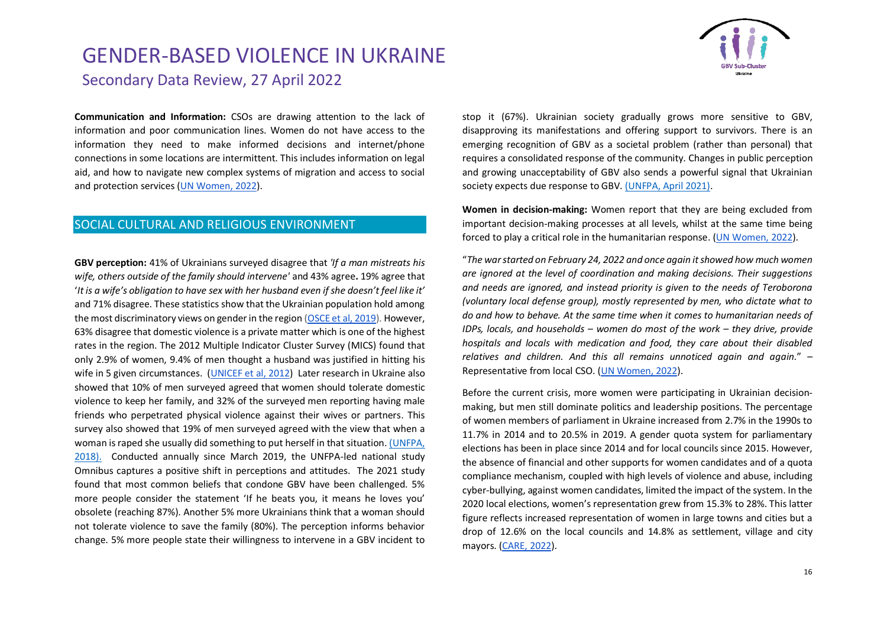**Communication and Information:** CSOs are drawing attention to the lack of information and poor communication lines. Women do not have access to the information they need to make informed decisions and internet/phone connections in some locations are intermittent. This includes information on legal aid, and how to navigate new complex systems of migration and access to social and protection services (UN Women, 2022).

## SOCIAL CULTURAL AND RELIGIOUS ENVIRONMENT

**GBV perception:** 41% of Ukrainians surveyed disagree that *'If a man mistreats his wife, others outside of the family should intervene'* and 43% agree**.** 19% agree that '*It is a wife's obligation to have sex with her husband even if she doesn't feel like it'* and 71% disagree. These statistics show that the Ukrainian population hold among the most discriminatory views on gender in the region (OSCE et al, 2019). However, 63% disagree that domestic violence is a private matter which is one of the highest rates in the region. The 2012 Multiple Indicator Cluster Survey (MICS) found that only 2.9% of women, 9.4% of men thought a husband was justified in hitting his wife in 5 given circumstances. (UNICEF et al, 2012) Later research in Ukraine also showed that 10% of men surveyed agreed that women should tolerate domestic violence to keep her family, and 32% of the surveyed men reporting having male friends who perpetrated physical violence against their wives or partners. This survey also showed that 19% of men surveyed agreed with the view that when a woman is raped she usually did something to put herself in that situation. (UNFPA, 2018). Conducted annually since March 2019, the UNFPA-led national study Omnibus captures a positive shift in perceptions and attitudes. The 2021 study found that most common beliefs that condone GBV have been challenged. 5% more people consider the statement 'If he beats you, it means he loves you' obsolete (reaching 87%). Another 5% more Ukrainians think that a woman should not tolerate violence to save the family (80%). The perception informs behavior change. 5% more people state their willingness to intervene in a GBV incident to stop it (67%). Ukrainian society gradually grows more sensitive to GBV, disapproving its manifestations and offering support to survivors. There is an emerging recognition of GBV as a societal problem (rather than personal) that requires a consolidated response of the community. Changes in public perception and growing unacceptability of GBV also sends a powerful signal that Ukrainian society expects due response to GBV. (UNFPA, April 2021).

**Women in decision-making:** Women report that they are being excluded from important decision-making processes at all levels, whilst at the same time being forced to play a critical role in the humanitarian response. (UN Women, 2022).

"*The war started on February 24, 2022 and once again it showed how much women are ignored at the level of coordination and making decisions. Their suggestions and needs are ignored, and instead priority is given to the needs of Teroborona (voluntary local defense group), mostly represented by men, who dictate what to do and how to behave. At the same time when it comes to humanitarian needs of IDPs, locals, and households – women do most of the work – they drive, provide hospitals and locals with medication and food, they care about their disabled relatives and children. And this all remains unnoticed again and again.*" – Representative from local CSO. (UN Women, 2022).

Before the current crisis, more women were participating in Ukrainian decision-making, but men still dominate politics and leadership positions. The percentage of women members of parliament in Ukraine increased from 2.7% in the 1990s to 11.7% in 2014 and to 20.5% in 2019. A gender quota system for parliamentary elections has been in place since 2014 and for local councils since 2015. However, the absence of financial and other supports for women candidates and of a quota compliance mechanism, coupled with high levels of violence and abuse, including cyber-bullying, against women candidates, limited the impact of the system. In the 2020 local elections, women's representation grew from 15.3% to 28%. This latter figure reflects increased representation of women in large towns and cities but a drop of 12.6% on the local councils and 14.8% as settlement, village and city mayors. (CARE, 2022).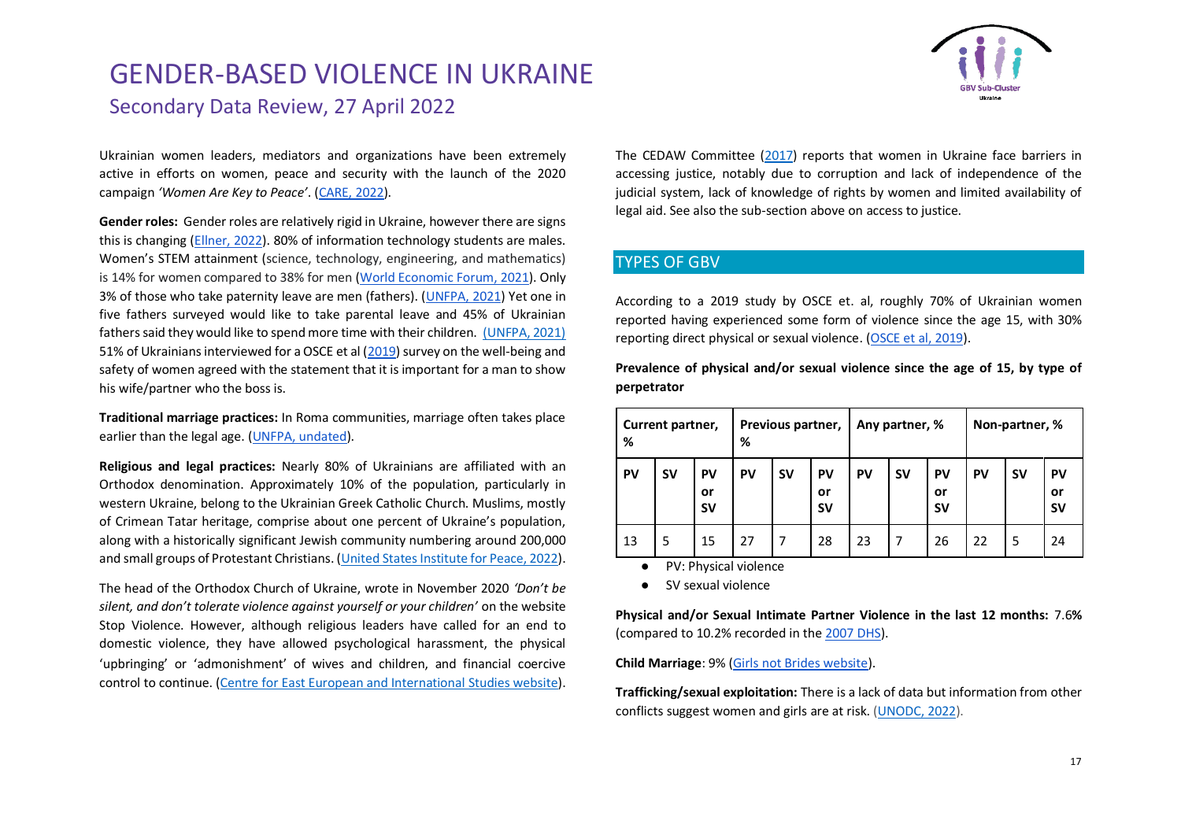Ukrainian women leaders, mediators and organizations have been extremely active in efforts on women, peace and security with the launch of the 2020 campaign *'Women Are Key to Peace'*. (CARE, 2022).

**Gender roles:** Gender roles are relatively rigid in Ukraine, however there are signs this is changing (Ellner, 2022). 80% of information technology students are males. Women's STEM attainment (science, technology, engineering, and mathematics) is 14% for women compared to 38% for men (World Economic Forum, 2021). Only 3% of those who take paternity leave are men (fathers). (UNFPA, 2021) Yet one in five fathers surveyed would like to take parental leave and 45% of Ukrainian fathers said they would like to spend more time with their children. (UNFPA, 2021) 51% of Ukrainians interviewed for a OSCE et al (2019) survey on the well-being and safety of women agreed with the statement that it is important for a man to show his wife/partner who the boss is.

**Traditional marriage practices:** In Roma communities, marriage often takes place earlier than the legal age. (UNFPA, undated).

**Religious and legal practices:** Nearly 80% of Ukrainians are affiliated with an Orthodox denomination. Approximately 10% of the population, particularly in western Ukraine, belong to the Ukrainian Greek Catholic Church. Muslims, mostly of Crimean Tatar heritage, comprise about one percent of Ukraine's population, along with a historically significant Jewish community numbering around 200,000 and small groups of Protestant Christians. (United States Institute for Peace, 2022).

The head of the Orthodox Church of Ukraine, wrote in November 2020 *'Don't be silent, and don't tolerate violence against yourself or your children'* on the website Stop Violence. However, although religious leaders have called for an end to domestic violence, they have allowed psychological harassment, the physical 'upbringing' or 'admonishment' of wives and children, and financial coercive control to continue. (Centre for East European and International Studies website).

The CEDAW Committee (2017) reports that women in Ukraine face barriers in accessing justice, notably due to corruption and lack of independence of the judicial system, lack of knowledge of rights by women and limited availability of legal aid. See also the sub-section above on access to justice.

## TYPES OF GBV

According to a 2019 study by OSCE et. al, roughly 70% of Ukrainian women reported having experienced some form of violence since the age 15, with 30% reporting direct physical or sexual violence. (OSCE et al, 2019).

**Prevalence of physical and/or sexual violence since the age of 15, by type of perpetrator**

| Current partner, % | | | Previous partner, % | | | Any partner, % | | | Non-partner, % | | |
|---|---|---|---|---|---|---|---|---|---|---|---|
| PV | SV | PV or SV | PV | SV | PV or SV | PV | SV | PV or SV | PV | SV | PV or SV |
| 13 | 5 | 15 | 27 | 7 | 28 | 23 | 7 | 26 | 22 | 5 | 24 |

- PV: Physical violence
- SV sexual violence

**Physical and/or Sexual Intimate Partner Violence in the last 12 months:** 7.6**%** (compared to 10.2% recorded in the 2007 DHS).

**Child Marriage**: 9% (Girls not Brides website).

**Trafficking/sexual exploitation:** There is a lack of data but information from other conflicts suggest women and girls are at risk. (UNODC, 2022).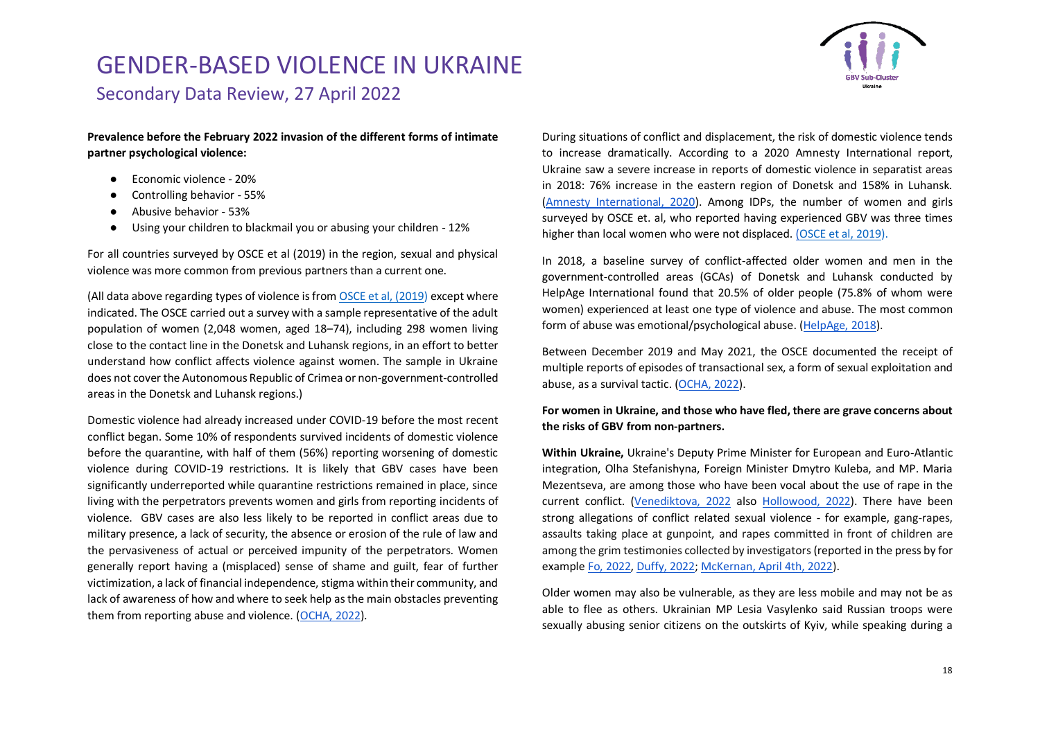**Prevalence before the February 2022 invasion of the different forms of intimate partner psychological violence:**

- Economic violence - 20%
- Controlling behavior - 55%
- Abusive behavior - 53%
- Using your children to blackmail you or abusing your children - 12%

For all countries surveyed by OSCE et al (2019) in the region, sexual and physical violence was more common from previous partners than a current one.

(All data above regarding types of violence is from OSCE et al, (2019) except where indicated. The OSCE carried out a survey with a sample representative of the adult population of women (2,048 women, aged 18–74), including 298 women living close to the contact line in the Donetsk and Luhansk regions, in an effort to better understand how conflict affects violence against women. The sample in Ukraine does not cover the Autonomous Republic of Crimea or non-government-controlled areas in the Donetsk and Luhansk regions.)

Domestic violence had already increased under COVID-19 before the most recent conflict began. Some 10% of respondents survived incidents of domestic violence before the quarantine, with half of them (56%) reporting worsening of domestic violence during COVID-19 restrictions. It is likely that GBV cases have been significantly underreported while quarantine restrictions remained in place, since living with the perpetrators prevents women and girls from reporting incidents of violence. GBV cases are also less likely to be reported in conflict areas due to military presence, a lack of security, the absence or erosion of the rule of law and the pervasiveness of actual or perceived impunity of the perpetrators. Women generally report having a (misplaced) sense of shame and guilt, fear of further victimization, a lack of financial independence, stigma within their community, and lack of awareness of how and where to seek help as the main obstacles preventing them from reporting abuse and violence. (OCHA, 2022).

During situations of conflict and displacement, the risk of domestic violence tends to increase dramatically. According to a 2020 Amnesty International report, Ukraine saw a severe increase in reports of domestic violence in separatist areas in 2018: 76% increase in the eastern region of Donetsk and 158% in Luhansk. (Amnesty International, 2020). Among IDPs, the number of women and girls surveyed by OSCE et. al, who reported having experienced GBV was three times higher than local women who were not displaced. (OSCE et al, 2019).

In 2018, a baseline survey of conflict-affected older women and men in the government-controlled areas (GCAs) of Donetsk and Luhansk conducted by HelpAge International found that 20.5% of older people (75.8% of whom were women) experienced at least one type of violence and abuse. The most common form of abuse was emotional/psychological abuse. (HelpAge, 2018).

Between December 2019 and May 2021, the OSCE documented the receipt of multiple reports of episodes of transactional sex, a form of sexual exploitation and abuse, as a survival tactic. (OCHA, 2022).

**For women in Ukraine, and those who have fled, there are grave concerns about the risks of GBV from non-partners.**

**Within Ukraine,** Ukraine's Deputy Prime Minister for European and Euro-Atlantic integration, Olha Stefanishyna, Foreign Minister Dmytro Kuleba, and MP. Maria Mezentseva, are among those who have been vocal about the use of rape in the current conflict. (Venediktova, 2022 also Hollowood, 2022). There have been strong allegations of conflict related sexual violence - for example, gang-rapes, assaults taking place at gunpoint, and rapes committed in front of children are among the grim testimonies collected by investigators (reported in the press by for example Fo, 2022, Duffy, 2022; McKernan, April 4th, 2022).

Older women may also be vulnerable, as they are less mobile and may not be as able to flee as others. Ukrainian MP Lesia Vasylenko said Russian troops were sexually abusing senior citizens on the outskirts of Kyiv, while speaking during a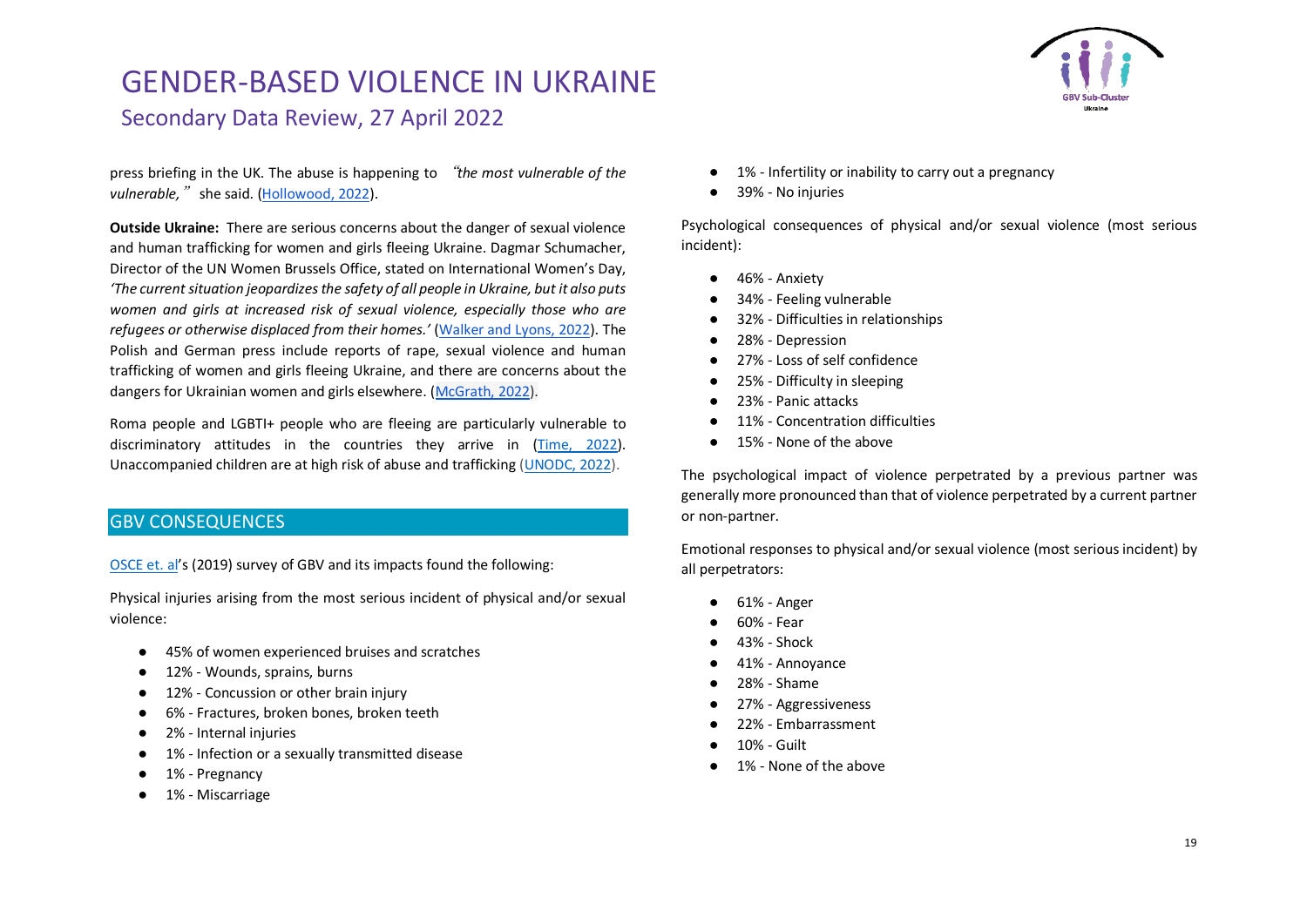press briefing in the UK. The abuse is happening to "*the most vulnerable of the vulnerable,*" she said. (Hollowood, 2022).

**Outside Ukraine:** There are serious concerns about the danger of sexual violence and human trafficking for women and girls fleeing Ukraine. Dagmar Schumacher, Director of the UN Women Brussels Office, stated on International Women's Day, *'The current situation jeopardizes the safety of all people in Ukraine, but it also puts women and girls at increased risk of sexual violence, especially those who are refugees or otherwise displaced from their homes.'* (Walker and Lyons, 2022). The Polish and German press include reports of rape, sexual violence and human trafficking of women and girls fleeing Ukraine, and there are concerns about the dangers for Ukrainian women and girls elsewhere. (McGrath, 2022).

Roma people and LGBTI+ people who are fleeing are particularly vulnerable to discriminatory attitudes in the countries they arrive in (Time, 2022). Unaccompanied children are at high risk of abuse and trafficking (UNODC, 2022).

## GBV CONSEQUENCES

OSCE et. al's (2019) survey of GBV and its impacts found the following:

Physical injuries arising from the most serious incident of physical and/or sexual violence:

- 45% of women experienced bruises and scratches
- 12% - Wounds, sprains, burns
- 12% - Concussion or other brain injury
- 6% - Fractures, broken bones, broken teeth
- 2% - Internal injuries
- 1% - Infection or a sexually transmitted disease
- 1% - Pregnancy
- 1% - Miscarriage
- 1% - Infertility or inability to carry out a pregnancy
- 39% - No injuries

Psychological consequences of physical and/or sexual violence (most serious incident):

- 46% - Anxiety
- 34% - Feeling vulnerable
- 32% - Difficulties in relationships
- 28% - Depression
- 27% - Loss of self confidence
- 25% - Difficulty in sleeping
- 23% - Panic attacks
- 11% - Concentration difficulties
- 15% - None of the above

The psychological impact of violence perpetrated by a previous partner was generally more pronounced than that of violence perpetrated by a current partner or non-partner.

Emotional responses to physical and/or sexual violence (most serious incident) by all perpetrators:

- 61% - Anger
- 60% - Fear
- 43% - Shock
- 41% - Annoyance
- 28% - Shame
- 27% - Aggressiveness
- 22% - Embarrassment
- 10% - Guilt
- 1% - None of the above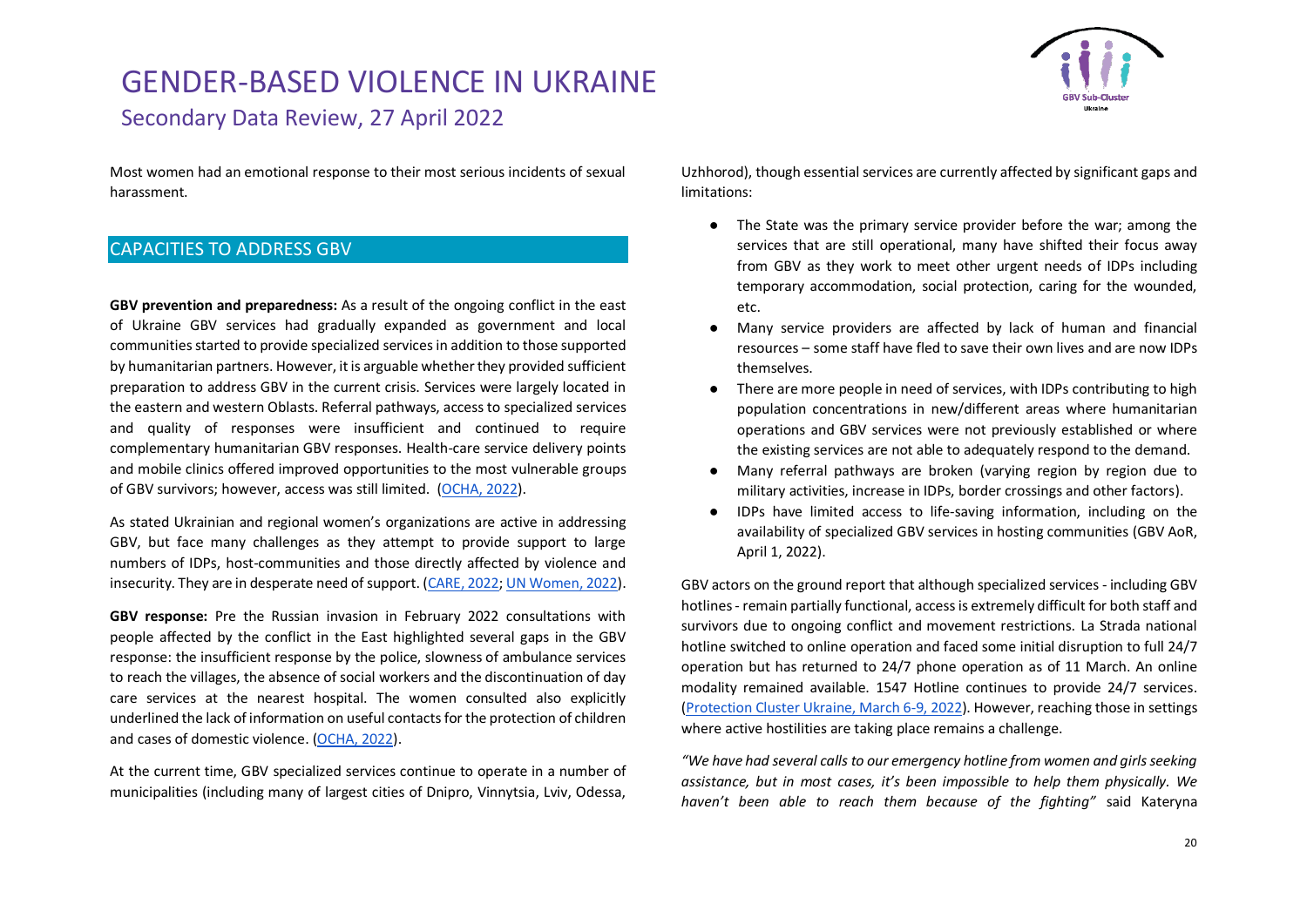Most women had an emotional response to their most serious incidents of sexual harassment.

## CAPACITIES TO ADDRESS GBV

**GBV prevention and preparedness:** As a result of the ongoing conflict in the east of Ukraine GBV services had gradually expanded as government and local communities started to provide specialized services in addition to those supported by humanitarian partners. However, it is arguable whether they provided sufficient preparation to address GBV in the current crisis. Services were largely located in the eastern and western Oblasts. Referral pathways, access to specialized services and quality of responses were insufficient and continued to require complementary humanitarian GBV responses. Health-care service delivery points and mobile clinics offered improved opportunities to the most vulnerable groups of GBV survivors; however, access was still limited. (OCHA, 2022).

As stated Ukrainian and regional women's organizations are active in addressing GBV, but face many challenges as they attempt to provide support to large numbers of IDPs, host-communities and those directly affected by violence and insecurity. They are in desperate need of support. (CARE, 2022; UN Women, 2022).

**GBV response:** Pre the Russian invasion in February 2022 consultations with people affected by the conflict in the East highlighted several gaps in the GBV response: the insufficient response by the police, slowness of ambulance services to reach the villages, the absence of social workers and the discontinuation of day care services at the nearest hospital. The women consulted also explicitly underlined the lack of information on useful contacts for the protection of children and cases of domestic violence. (OCHA, 2022).

At the current time, GBV specialized services continue to operate in a number of municipalities (including many of largest cities of Dnipro, Vinnytsia, Lviv, Odessa, Uzhhorod), though essential services are currently affected by significant gaps and limitations:

- The State was the primary service provider before the war; among the services that are still operational, many have shifted their focus away from GBV as they work to meet other urgent needs of IDPs including temporary accommodation, social protection, caring for the wounded, etc.
- Many service providers are affected by lack of human and financial resources – some staff have fled to save their own lives and are now IDPs themselves.
- There are more people in need of services, with IDPs contributing to high population concentrations in new/different areas where humanitarian operations and GBV services were not previously established or where the existing services are not able to adequately respond to the demand.
- Many referral pathways are broken (varying region by region due to military activities, increase in IDPs, border crossings and other factors).
- IDPs have limited access to life-saving information, including on the availability of specialized GBV services in hosting communities (GBV AoR, April 1, 2022).

GBV actors on the ground report that although specialized services - including GBV hotlines - remain partially functional, access is extremely difficult for both staff and survivors due to ongoing conflict and movement restrictions. La Strada national hotline switched to online operation and faced some initial disruption to full 24/7 operation but has returned to 24/7 phone operation as of 11 March. An online modality remained available. 1547 Hotline continues to provide 24/7 services. (Protection Cluster Ukraine, March 6-9, 2022). However, reaching those in settings where active hostilities are taking place remains a challenge.

*"We have had several calls to our emergency hotline from women and girls seeking assistance, but in most cases, it's been impossible to help them physically. We haven't been able to reach them because of the fighting"* said Kateryna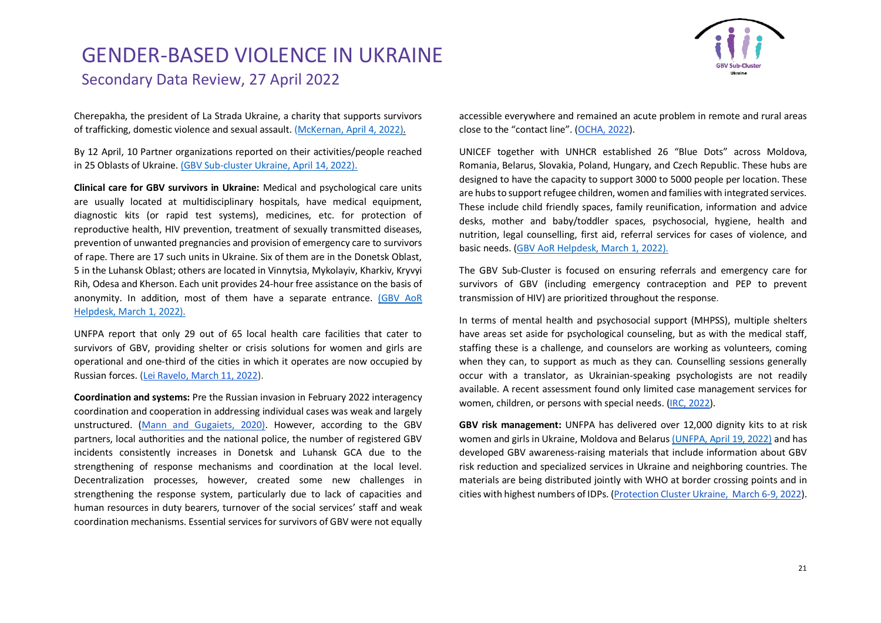Cherepakha, the president of La Strada Ukraine, a charity that supports survivors of trafficking, domestic violence and sexual assault. (McKernan, April 4, 2022).

By 12 April, 10 Partner organizations reported on their activities/people reached in 25 Oblasts of Ukraine. (GBV Sub-cluster Ukraine, April 14, 2022).

**Clinical care for GBV survivors in Ukraine:** Medical and psychological care units are usually located at multidisciplinary hospitals, have medical equipment, diagnostic kits (or rapid test systems), medicines, etc. for protection of reproductive health, HIV prevention, treatment of sexually transmitted diseases, prevention of unwanted pregnancies and provision of emergency care to survivors of rape. There are 17 such units in Ukraine. Six of them are in the Donetsk Oblast, 5 in the Luhansk Oblast; others are located in Vinnytsia, Mykolayiv, Kharkiv, Kryvyi Rih, Odesa and Kherson. Each unit provides 24-hour free assistance on the basis of anonymity. In addition, most of them have a separate entrance. (GBV AoR Helpdesk, March 1, 2022).

UNFPA report that only 29 out of 65 local health care facilities that cater to survivors of GBV, providing shelter or crisis solutions for women and girls are operational and one-third of the cities in which it operates are now occupied by Russian forces. (Lei Ravelo, March 11, 2022).

**Coordination and systems:** Pre the Russian invasion in February 2022 interagency coordination and cooperation in addressing individual cases was weak and largely unstructured. (Mann and Gugaiets, 2020). However, according to the GBV partners, local authorities and the national police, the number of registered GBV incidents consistently increases in Donetsk and Luhansk GCA due to the strengthening of response mechanisms and coordination at the local level. Decentralization processes, however, created some new challenges in strengthening the response system, particularly due to lack of capacities and human resources in duty bearers, turnover of the social services' staff and weak coordination mechanisms. Essential services for survivors of GBV were not equally accessible everywhere and remained an acute problem in remote and rural areas close to the "contact line". (OCHA, 2022).

UNICEF together with UNHCR established 26 "Blue Dots" across Moldova, Romania, Belarus, Slovakia, Poland, Hungary, and Czech Republic. These hubs are designed to have the capacity to support 3000 to 5000 people per location. These are hubs to support refugee children, women and families with integrated services. These include child friendly spaces, family reunification, information and advice desks, mother and baby/toddler spaces, psychosocial, hygiene, health and nutrition, legal counselling, first aid, referral services for cases of violence, and basic needs. (GBV AoR Helpdesk, March 1, 2022).

The GBV Sub-Cluster is focused on ensuring referrals and emergency care for survivors of GBV (including emergency contraception and PEP to prevent transmission of HIV) are prioritized throughout the response.

In terms of mental health and psychosocial support (MHPSS), multiple shelters have areas set aside for psychological counseling, but as with the medical staff, staffing these is a challenge, and counselors are working as volunteers, coming when they can, to support as much as they can. Counselling sessions generally occur with a translator, as Ukrainian-speaking psychologists are not readily available. A recent assessment found only limited case management services for women, children, or persons with special needs. (IRC, 2022).

**GBV risk management:** UNFPA has delivered over 12,000 dignity kits to at risk women and girls in Ukraine, Moldova and Belarus (UNFPA, April 19, 2022) and has developed GBV awareness-raising materials that include information about GBV risk reduction and specialized services in Ukraine and neighboring countries. The materials are being distributed jointly with WHO at border crossing points and in cities with highest numbers of IDPs. (Protection Cluster Ukraine, March 6-9, 2022).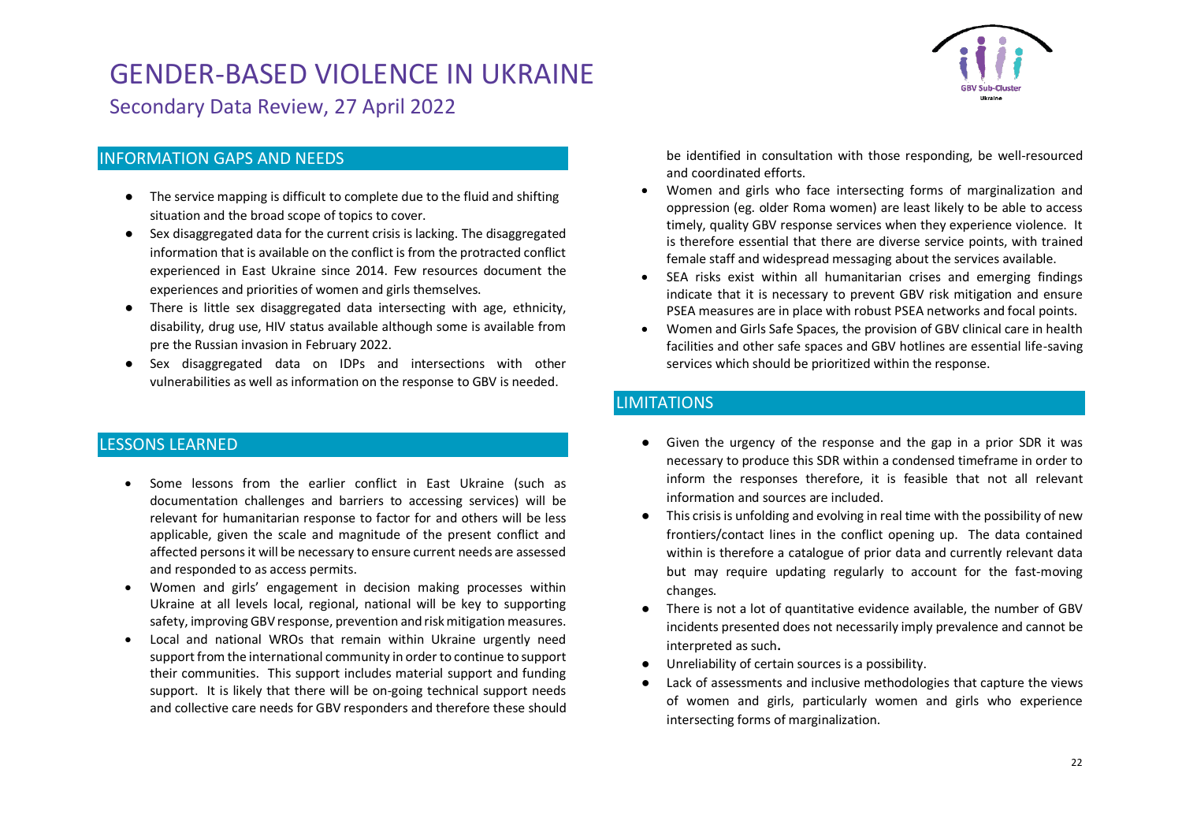# GENDER-BASED VIOLENCE IN UKRAINE

Secondary Data Review, 27 April 2022

## INFORMATION GAPS AND NEEDS

- The service mapping is difficult to complete due to the fluid and shifting situation and the broad scope of topics to cover.
- Sex disaggregated data for the current crisis is lacking. The disaggregated information that is available on the conflict is from the protracted conflict experienced in East Ukraine since 2014. Few resources document the experiences and priorities of women and girls themselves.
- There is little sex disaggregated data intersecting with age, ethnicity, disability, drug use, HIV status available although some is available from pre the Russian invasion in February 2022.
- Sex disaggregated data on IDPs and intersections with other vulnerabilities as well as information on the response to GBV is needed.

## LESSONS LEARNED

- Some lessons from the earlier conflict in East Ukraine (such as documentation challenges and barriers to accessing services) will be relevant for humanitarian response to factor for and others will be less applicable, given the scale and magnitude of the present conflict and affected persons it will be necessary to ensure current needs are assessed and responded to as access permits.
- Women and girls' engagement in decision making processes within Ukraine at all levels local, regional, national will be key to supporting safety, improving GBV response, prevention and risk mitigation measures.
- Local and national WROs that remain within Ukraine urgently need support from the international community in order to continue to support their communities. This support includes material support and funding support. It is likely that there will be on-going technical support needs and collective care needs for GBV responders and therefore these should be identified in consultation with those responding, be well-resourced and coordinated efforts.
- Women and girls who face intersecting forms of marginalization and oppression (eg. older Roma women) are least likely to be able to access timely, quality GBV response services when they experience violence. It is therefore essential that there are diverse service points, with trained female staff and widespread messaging about the services available.
- SEA risks exist within all humanitarian crises and emerging findings indicate that it is necessary to prevent GBV risk mitigation and ensure PSEA measures are in place with robust PSEA networks and focal points.
- Women and Girls Safe Spaces, the provision of GBV clinical care in health facilities and other safe spaces and GBV hotlines are essential life-saving services which should be prioritized within the response.

## LIMITATIONS

- Given the urgency of the response and the gap in a prior SDR it was necessary to produce this SDR within a condensed timeframe in order to inform the responses therefore, it is feasible that not all relevant information and sources are included.
- This crisis is unfolding and evolving in real time with the possibility of new frontiers/contact lines in the conflict opening up. The data contained within is therefore a catalogue of prior data and currently relevant data but may require updating regularly to account for the fast-moving changes.
- There is not a lot of quantitative evidence available, the number of GBV incidents presented does not necessarily imply prevalence and cannot be interpreted as such**.**
- Unreliability of certain sources is a possibility.
- Lack of assessments and inclusive methodologies that capture the views of women and girls, particularly women and girls who experience intersecting forms of marginalization.